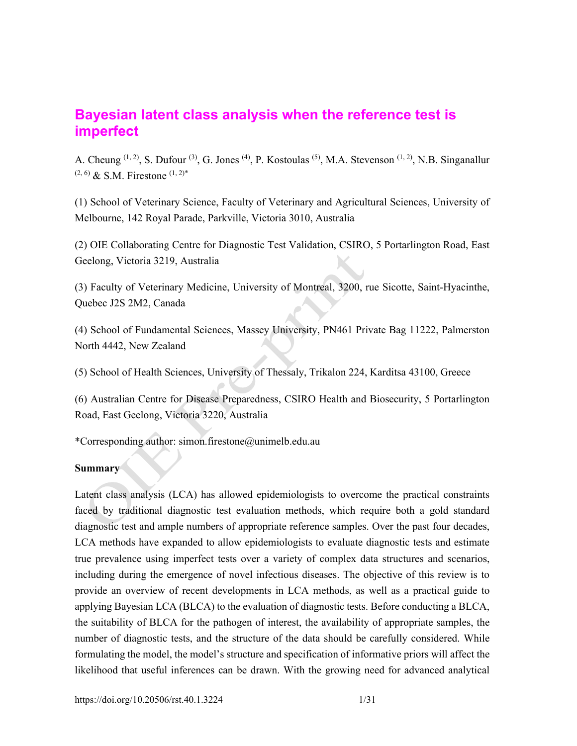# Bayesian latent class analysis when the reference test is imperfect

A. Cheung [1, 2], S. Dufour [3], G. Jones [4], P. Kostoulas [5], M.A. Stevenson [1, 2], N.B. Singanallur [2, 6] & S.M. Firestone [1, 2]*

(1) School of Veterinary Science, Faculty of Veterinary and Agricultural Sciences, University of Melbourne, 142 Royal Parade, Parkville, Victoria 3010, Australia

(2) OIE Collaborating Centre for Diagnostic Test Validation, CSIRO, 5 Portarlington Road, East Geelong, Victoria 3219, Australia

(3) Faculty of Veterinary Medicine, University of Montreal, 3200, rue Sicotte, Saint-Hyacinthe, Quebec J2S 2M2, Canada

(4) School of Fundamental Sciences, Massey University, PN461 Private Bag 11222, Palmerston North 4442, New Zealand

(5) School of Health Sciences, University of Thessaly, Trikalon 224, Karditsa 43100, Greece

(6) Australian Centre for Disease Preparedness, CSIRO Health and Biosecurity, 5 Portarlington Road, East Geelong, Victoria 3220, Australia

*Corresponding author: simon.firestone@unimelb.edu.au

**Summary**

Latent class analysis (LCA) has allowed epidemiologists to overcome the practical constraints faced by traditional diagnostic test evaluation methods, which require both a gold standard diagnostic test and ample numbers of appropriate reference samples. Over the past four decades, LCA methods have expanded to allow epidemiologists to evaluate diagnostic tests and estimate true prevalence using imperfect tests over a variety of complex data structures and scenarios, including during the emergence of novel infectious diseases. The objective of this review is to provide an overview of recent developments in LCA methods, as well as a practical guide to applying Bayesian LCA (BLCA) to the evaluation of diagnostic tests. Before conducting a BLCA, the suitability of BLCA for the pathogen of interest, the availability of appropriate samples, the number of diagnostic tests, and the structure of the data should be carefully considered. While formulating the model, the model's structure and specification of informative priors will affect the likelihood that useful inferences can be drawn. With the growing need for advanced analytical

https://doi.org/10.20506/rst.40.1.3224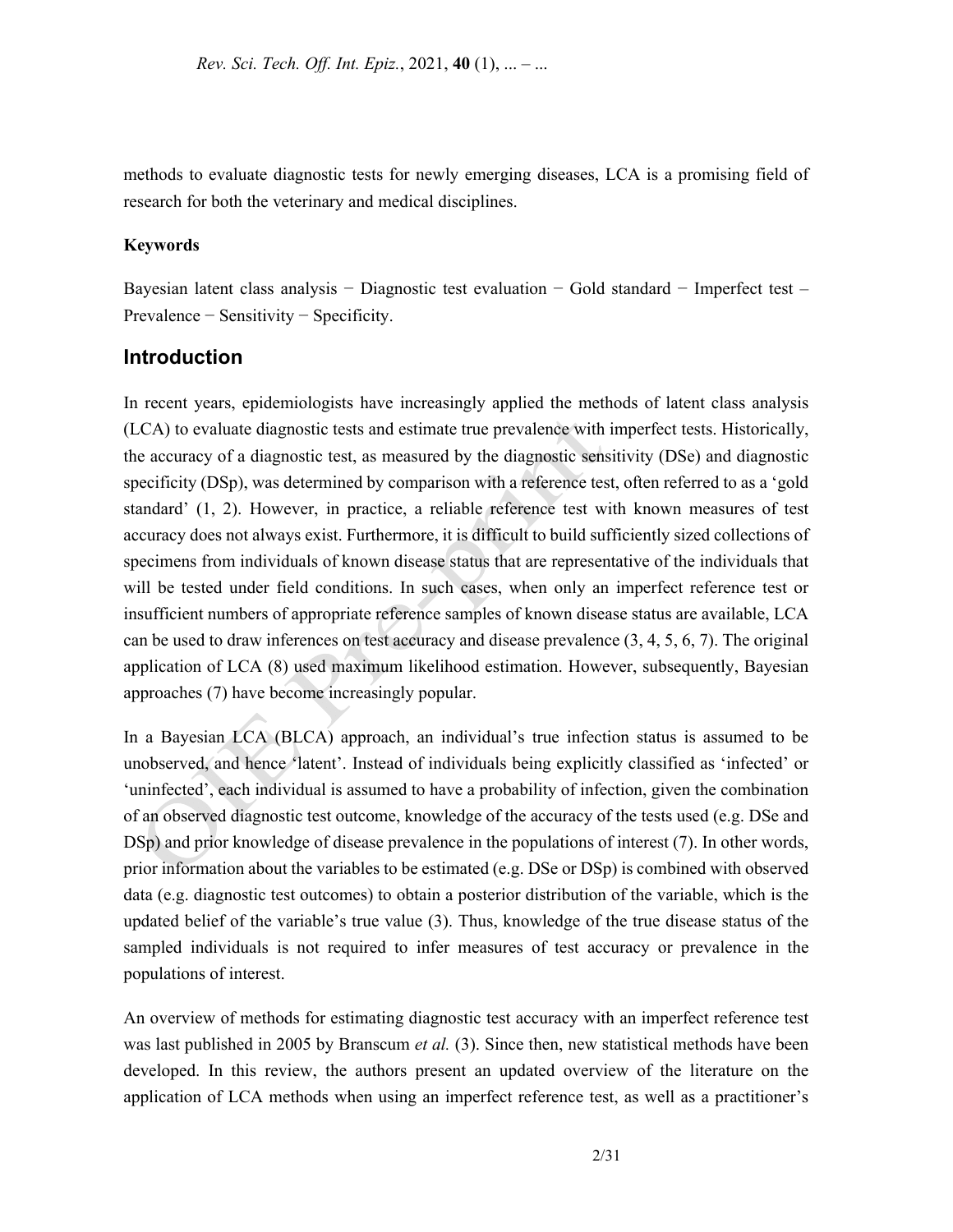methods to evaluate diagnostic tests for newly emerging diseases, LCA is a promising field of research for both the veterinary and medical disciplines.

**Keywords**

Bayesian latent class analysis − Diagnostic test evaluation − Gold standard − Imperfect test – Prevalence − Sensitivity − Specificity.

## Introduction

In recent years, epidemiologists have increasingly applied the methods of latent class analysis (LCA) to evaluate diagnostic tests and estimate true prevalence with imperfect tests. Historically, the accuracy of a diagnostic test, as measured by the diagnostic sensitivity (DSe) and diagnostic specificity (DSp), was determined by comparison with a reference test, often referred to as a 'gold standard' (1, 2). However, in practice, a reliable reference test with known measures of test accuracy does not always exist. Furthermore, it is difficult to build sufficiently sized collections of specimens from individuals of known disease status that are representative of the individuals that will be tested under field conditions. In such cases, when only an imperfect reference test or insufficient numbers of appropriate reference samples of known disease status are available, LCA can be used to draw inferences on test accuracy and disease prevalence (3, 4, 5, 6, 7). The original application of LCA (8) used maximum likelihood estimation. However, subsequently, Bayesian approaches (7) have become increasingly popular.

In a Bayesian LCA (BLCA) approach, an individual's true infection status is assumed to be unobserved, and hence 'latent'. Instead of individuals being explicitly classified as 'infected' or 'uninfected', each individual is assumed to have a probability of infection, given the combination of an observed diagnostic test outcome, knowledge of the accuracy of the tests used (e.g. DSe and DSp) and prior knowledge of disease prevalence in the populations of interest (7). In other words, prior information about the variables to be estimated (e.g. DSe or DSp) is combined with observed data (e.g. diagnostic test outcomes) to obtain a posterior distribution of the variable, which is the updated belief of the variable's true value (3). Thus, knowledge of the true disease status of the sampled individuals is not required to infer measures of test accuracy or prevalence in the populations of interest.

An overview of methods for estimating diagnostic test accuracy with an imperfect reference test was last published in 2005 by Branscum *et al.* (3). Since then, new statistical methods have been developed. In this review, the authors present an updated overview of the literature on the application of LCA methods when using an imperfect reference test, as well as a practitioner's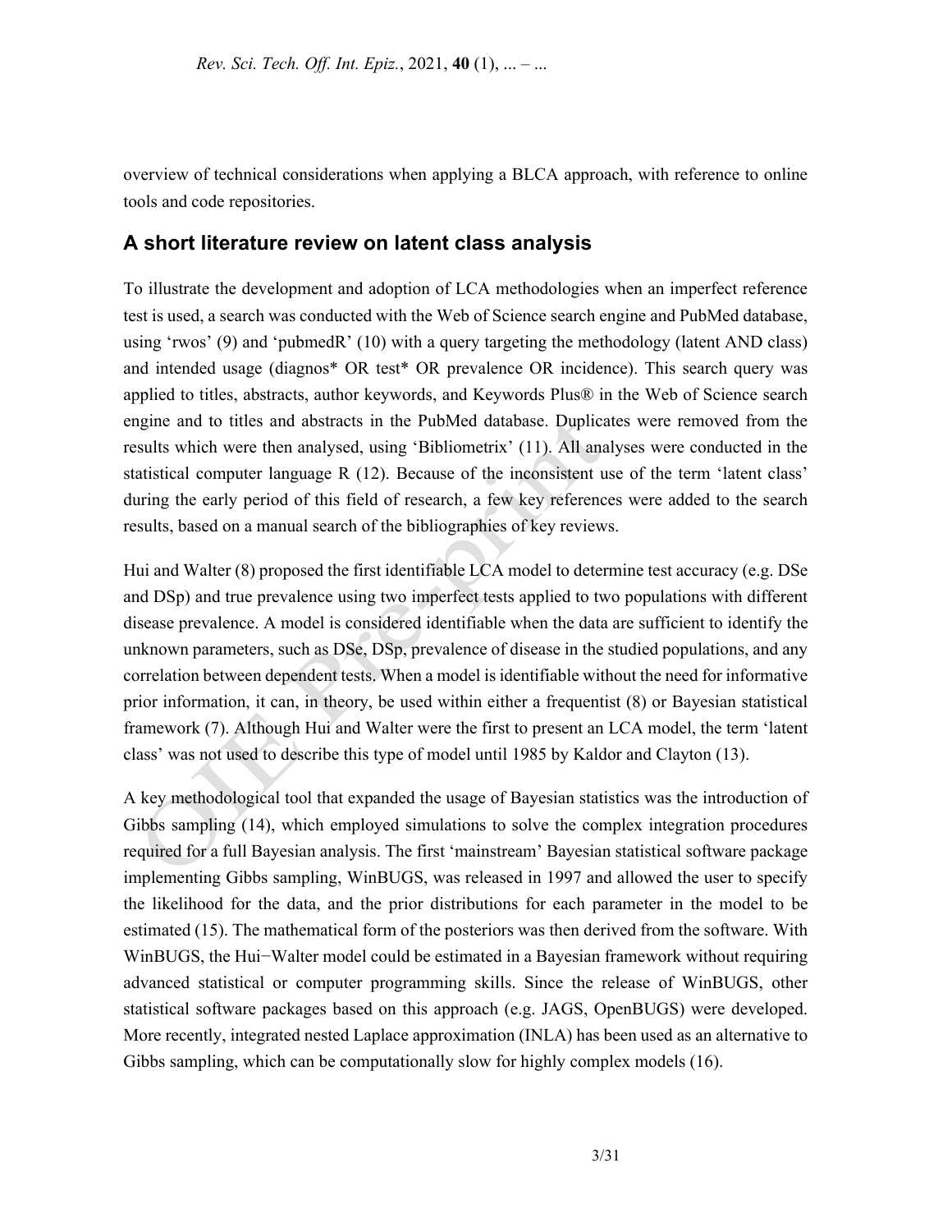overview of technical considerations when applying a BLCA approach, with reference to online tools and code repositories.

## A short literature review on latent class analysis

To illustrate the development and adoption of LCA methodologies when an imperfect reference test is used, a search was conducted with the Web of Science search engine and PubMed database, using 'rwos' (9) and 'pubmedR' (10) with a query targeting the methodology (latent AND class) and intended usage (diagnos* OR test* OR prevalence OR incidence). This search query was applied to titles, abstracts, author keywords, and Keywords Plus® in the Web of Science search engine and to titles and abstracts in the PubMed database. Duplicates were removed from the results which were then analysed, using 'Bibliometrix' (11). All analyses were conducted in the statistical computer language R (12). Because of the inconsistent use of the term 'latent class' during the early period of this field of research, a few key references were added to the search results, based on a manual search of the bibliographies of key reviews.

Hui and Walter (8) proposed the first identifiable LCA model to determine test accuracy (e.g. DSe and DSp) and true prevalence using two imperfect tests applied to two populations with different disease prevalence. A model is considered identifiable when the data are sufficient to identify the unknown parameters, such as DSe, DSp, prevalence of disease in the studied populations, and any correlation between dependent tests. When a model is identifiable without the need for informative prior information, it can, in theory, be used within either a frequentist (8) or Bayesian statistical framework (7). Although Hui and Walter were the first to present an LCA model, the term 'latent class' was not used to describe this type of model until 1985 by Kaldor and Clayton (13).

A key methodological tool that expanded the usage of Bayesian statistics was the introduction of Gibbs sampling (14), which employed simulations to solve the complex integration procedures required for a full Bayesian analysis. The first 'mainstream' Bayesian statistical software package implementing Gibbs sampling, WinBUGS, was released in 1997 and allowed the user to specify the likelihood for the data, and the prior distributions for each parameter in the model to be estimated (15). The mathematical form of the posteriors was then derived from the software. With WinBUGS, the Hui−Walter model could be estimated in a Bayesian framework without requiring advanced statistical or computer programming skills. Since the release of WinBUGS, other statistical software packages based on this approach (e.g. JAGS, OpenBUGS) were developed. More recently, integrated nested Laplace approximation (INLA) has been used as an alternative to Gibbs sampling, which can be computationally slow for highly complex models (16).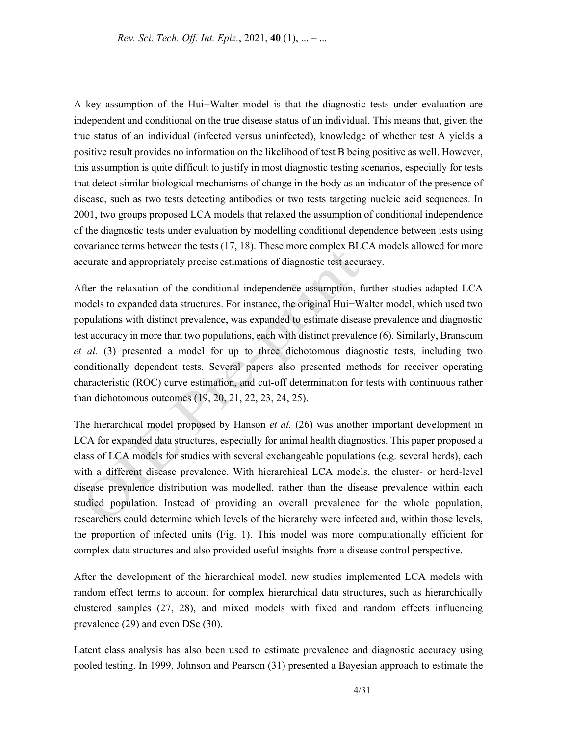A key assumption of the Hui−Walter model is that the diagnostic tests under evaluation are independent and conditional on the true disease status of an individual. This means that, given the true status of an individual (infected versus uninfected), knowledge of whether test A yields a positive result provides no information on the likelihood of test B being positive as well. However, this assumption is quite difficult to justify in most diagnostic testing scenarios, especially for tests that detect similar biological mechanisms of change in the body as an indicator of the presence of disease, such as two tests detecting antibodies or two tests targeting nucleic acid sequences. In 2001, two groups proposed LCA models that relaxed the assumption of conditional independence of the diagnostic tests under evaluation by modelling conditional dependence between tests using covariance terms between the tests (17, 18). These more complex BLCA models allowed for more accurate and appropriately precise estimations of diagnostic test accuracy.

After the relaxation of the conditional independence assumption, further studies adapted LCA models to expanded data structures. For instance, the original Hui−Walter model, which used two populations with distinct prevalence, was expanded to estimate disease prevalence and diagnostic test accuracy in more than two populations, each with distinct prevalence (6). Similarly, Branscum *et al.* (3) presented a model for up to three dichotomous diagnostic tests, including two conditionally dependent tests. Several papers also presented methods for receiver operating characteristic (ROC) curve estimation, and cut-off determination for tests with continuous rather than dichotomous outcomes (19, 20, 21, 22, 23, 24, 25).

The hierarchical model proposed by Hanson *et al.* (26) was another important development in LCA for expanded data structures, especially for animal health diagnostics. This paper proposed a class of LCA models for studies with several exchangeable populations (e.g. several herds), each with a different disease prevalence. With hierarchical LCA models, the cluster- or herd-level disease prevalence distribution was modelled, rather than the disease prevalence within each studied population. Instead of providing an overall prevalence for the whole population, researchers could determine which levels of the hierarchy were infected and, within those levels, the proportion of infected units (Fig. 1). This model was more computationally efficient for complex data structures and also provided useful insights from a disease control perspective.

After the development of the hierarchical model, new studies implemented LCA models with random effect terms to account for complex hierarchical data structures, such as hierarchically clustered samples (27, 28), and mixed models with fixed and random effects influencing prevalence (29) and even DSe (30).

Latent class analysis has also been used to estimate prevalence and diagnostic accuracy using pooled testing. In 1999, Johnson and Pearson (31) presented a Bayesian approach to estimate the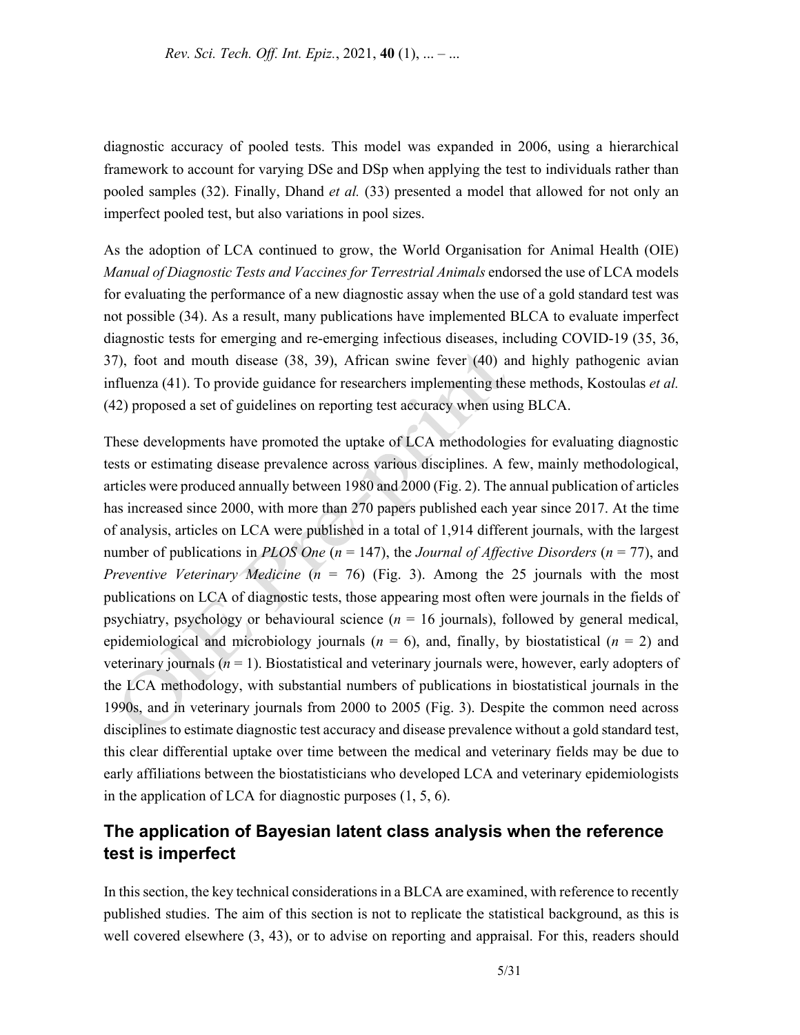diagnostic accuracy of pooled tests. This model was expanded in 2006, using a hierarchical framework to account for varying DSe and DSp when applying the test to individuals rather than pooled samples (32). Finally, Dhand *et al.* (33) presented a model that allowed for not only an imperfect pooled test, but also variations in pool sizes.

As the adoption of LCA continued to grow, the World Organisation for Animal Health (OIE) *Manual of Diagnostic Tests and Vaccines for Terrestrial Animals* endorsed the use of LCA models for evaluating the performance of a new diagnostic assay when the use of a gold standard test was not possible (34). As a result, many publications have implemented BLCA to evaluate imperfect diagnostic tests for emerging and re-emerging infectious diseases, including COVID-19 (35, 36, 37), foot and mouth disease (38, 39), African swine fever (40) and highly pathogenic avian influenza (41). To provide guidance for researchers implementing these methods, Kostoulas *et al.* (42) proposed a set of guidelines on reporting test accuracy when using BLCA.

These developments have promoted the uptake of LCA methodologies for evaluating diagnostic tests or estimating disease prevalence across various disciplines. A few, mainly methodological, articles were produced annually between 1980 and 2000 (Fig. 2). The annual publication of articles has increased since 2000, with more than 270 papers published each year since 2017. At the time of analysis, articles on LCA were published in a total of 1,914 different journals, with the largest number of publications in *PLOS One* ($n$ = 147), the *Journal of Affective Disorders* ($n$ = 77), and *Preventive Veterinary Medicine* ($n$ = 76) (Fig. 3). Among the 25 journals with the most publications on LCA of diagnostic tests, those appearing most often were journals in the fields of psychiatry, psychology or behavioural science ($n$ = 16 journals), followed by general medical, epidemiological and microbiology journals ($n$ = 6), and, finally, by biostatistical ($n$ = 2) and veterinary journals ($n$ = 1). Biostatistical and veterinary journals were, however, early adopters of the LCA methodology, with substantial numbers of publications in biostatistical journals in the 1990s, and in veterinary journals from 2000 to 2005 (Fig. 3). Despite the common need across disciplines to estimate diagnostic test accuracy and disease prevalence without a gold standard test, this clear differential uptake over time between the medical and veterinary fields may be due to early affiliations between the biostatisticians who developed LCA and veterinary epidemiologists in the application of LCA for diagnostic purposes (1, 5, 6).

## The application of Bayesian latent class analysis when the reference test is imperfect

In this section, the key technical considerations in a BLCA are examined, with reference to recently published studies. The aim of this section is not to replicate the statistical background, as this is well covered elsewhere (3, 43), or to advise on reporting and appraisal. For this, readers should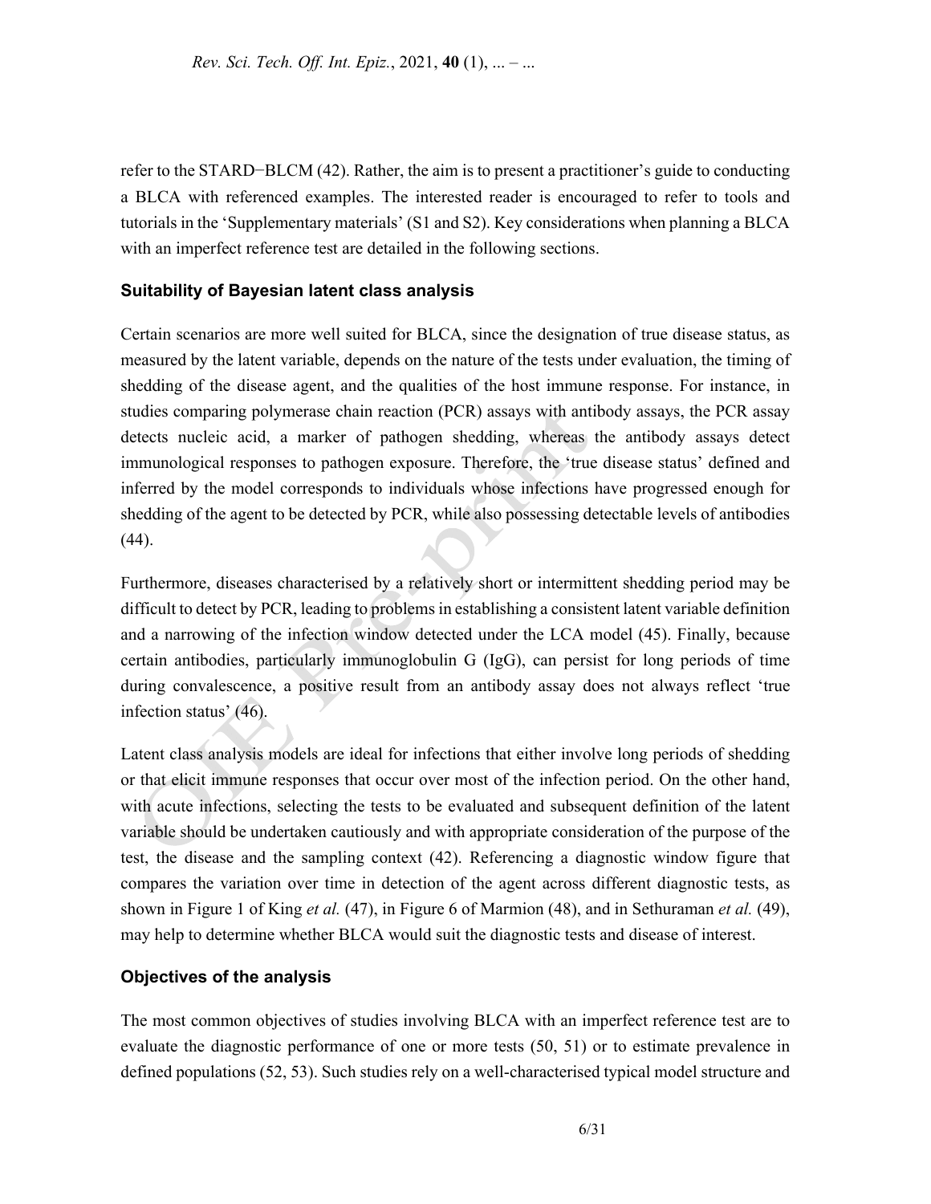refer to the STARD−BLCM (42). Rather, the aim is to present a practitioner's guide to conducting a BLCA with referenced examples. The interested reader is encouraged to refer to tools and tutorials in the 'Supplementary materials' (S1 and S2). Key considerations when planning a BLCA with an imperfect reference test are detailed in the following sections.

## Suitability of Bayesian latent class analysis

Certain scenarios are more well suited for BLCA, since the designation of true disease status, as measured by the latent variable, depends on the nature of the tests under evaluation, the timing of shedding of the disease agent, and the qualities of the host immune response. For instance, in studies comparing polymerase chain reaction (PCR) assays with antibody assays, the PCR assay detects nucleic acid, a marker of pathogen shedding, whereas the antibody assays detect immunological responses to pathogen exposure. Therefore, the 'true disease status' defined and inferred by the model corresponds to individuals whose infections have progressed enough for shedding of the agent to be detected by PCR, while also possessing detectable levels of antibodies (44).

Furthermore, diseases characterised by a relatively short or intermittent shedding period may be difficult to detect by PCR, leading to problems in establishing a consistent latent variable definition and a narrowing of the infection window detected under the LCA model (45). Finally, because certain antibodies, particularly immunoglobulin G (IgG), can persist for long periods of time during convalescence, a positive result from an antibody assay does not always reflect 'true infection status' (46).

Latent class analysis models are ideal for infections that either involve long periods of shedding or that elicit immune responses that occur over most of the infection period. On the other hand, with acute infections, selecting the tests to be evaluated and subsequent definition of the latent variable should be undertaken cautiously and with appropriate consideration of the purpose of the test, the disease and the sampling context (42). Referencing a diagnostic window figure that compares the variation over time in detection of the agent across different diagnostic tests, as shown in Figure 1 of King *et al.* (47), in Figure 6 of Marmion (48), and in Sethuraman *et al.* (49), may help to determine whether BLCA would suit the diagnostic tests and disease of interest.

## Objectives of the analysis

The most common objectives of studies involving BLCA with an imperfect reference test are to evaluate the diagnostic performance of one or more tests (50, 51) or to estimate prevalence in defined populations (52, 53). Such studies rely on a well-characterised typical model structure and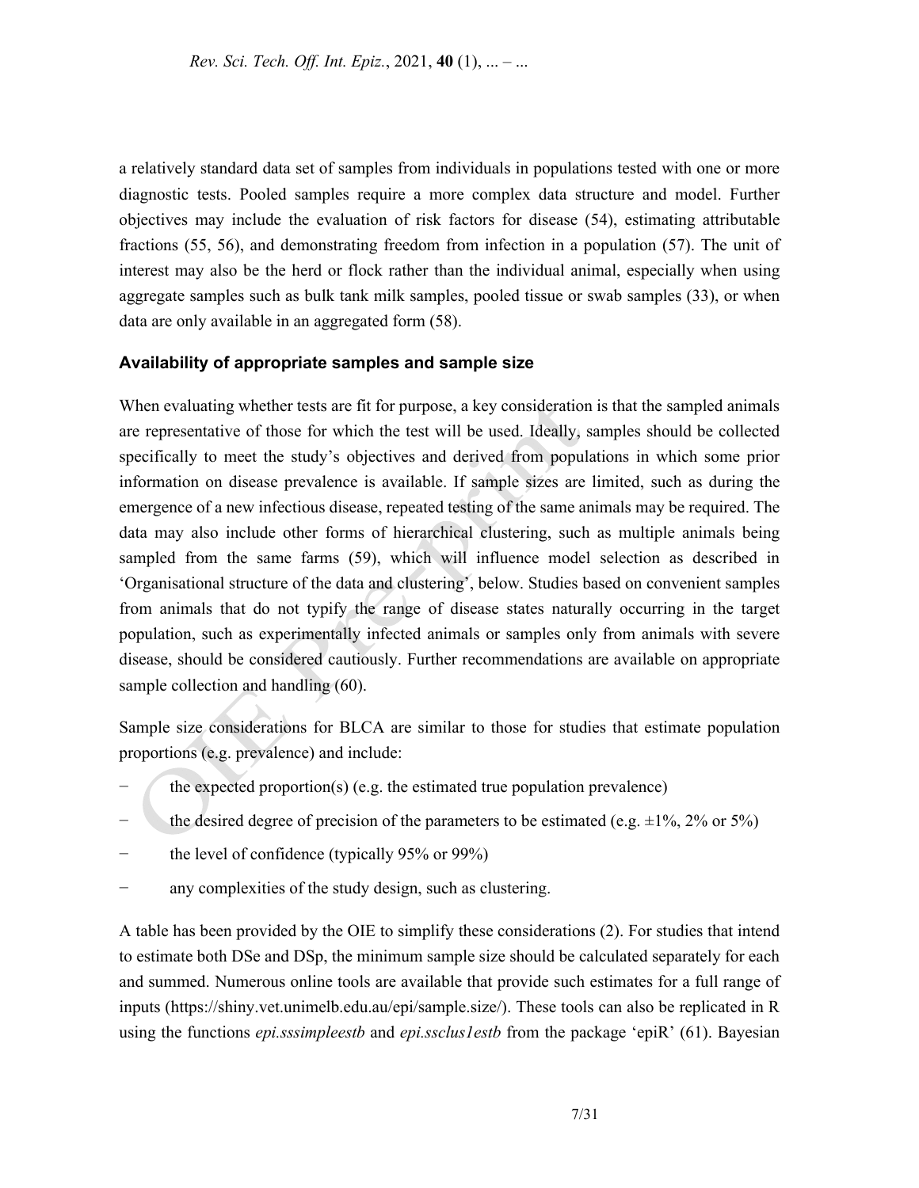a relatively standard data set of samples from individuals in populations tested with one or more diagnostic tests. Pooled samples require a more complex data structure and model. Further objectives may include the evaluation of risk factors for disease (54), estimating attributable fractions (55, 56), and demonstrating freedom from infection in a population (57). The unit of interest may also be the herd or flock rather than the individual animal, especially when using aggregate samples such as bulk tank milk samples, pooled tissue or swab samples (33), or when data are only available in an aggregated form (58).

### Availability of appropriate samples and sample size

When evaluating whether tests are fit for purpose, a key consideration is that the sampled animals are representative of those for which the test will be used. Ideally, samples should be collected specifically to meet the study's objectives and derived from populations in which some prior information on disease prevalence is available. If sample sizes are limited, such as during the emergence of a new infectious disease, repeated testing of the same animals may be required. The data may also include other forms of hierarchical clustering, such as multiple animals being sampled from the same farms (59), which will influence model selection as described in 'Organisational structure of the data and clustering', below. Studies based on convenient samples from animals that do not typify the range of disease states naturally occurring in the target population, such as experimentally infected animals or samples only from animals with severe disease, should be considered cautiously. Further recommendations are available on appropriate sample collection and handling (60).

Sample size considerations for BLCA are similar to those for studies that estimate population proportions (e.g. prevalence) and include:

- the expected proportion(s) (e.g. the estimated true population prevalence)
- the desired degree of precision of the parameters to be estimated (e.g. ±1%, 2% or 5%)
- the level of confidence (typically 95% or 99%)
- any complexities of the study design, such as clustering.

A table has been provided by the OIE to simplify these considerations (2). For studies that intend to estimate both DSe and DSp, the minimum sample size should be calculated separately for each and summed. Numerous online tools are available that provide such estimates for a full range of inputs (https://shiny.vet.unimelb.edu.au/epi/sample.size/). These tools can also be replicated in R using the functions *epi.sssimpleestb* and *epi.ssclus1estb* from the package 'epiR' (61). Bayesian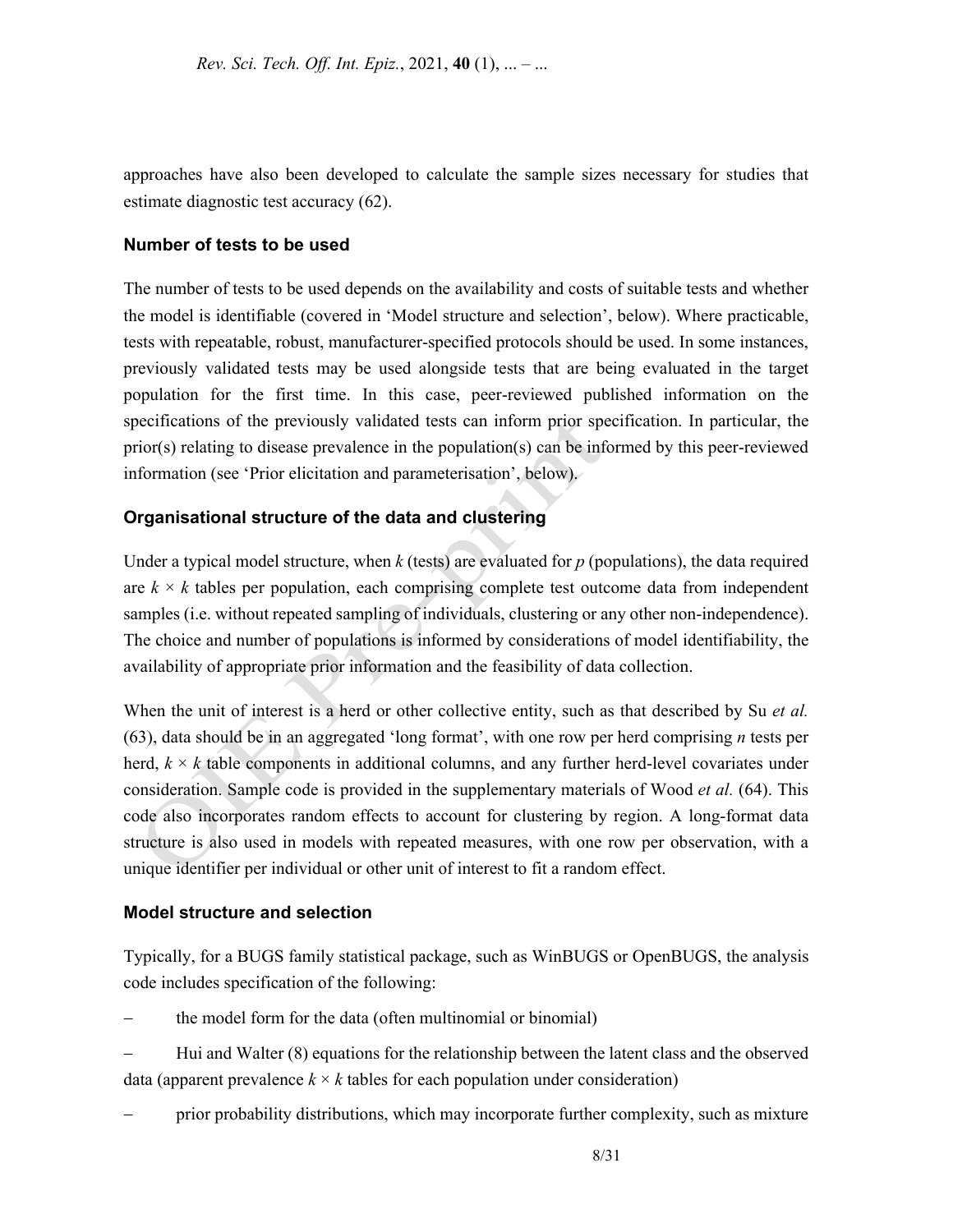approaches have also been developed to calculate the sample sizes necessary for studies that estimate diagnostic test accuracy (62).

### Number of tests to be used

The number of tests to be used depends on the availability and costs of suitable tests and whether the model is identifiable (covered in 'Model structure and selection', below). Where practicable, tests with repeatable, robust, manufacturer-specified protocols should be used. In some instances, previously validated tests may be used alongside tests that are being evaluated in the target population for the first time. In this case, peer-reviewed published information on the specifications of the previously validated tests can inform prior specification. In particular, the prior(s) relating to disease prevalence in the population(s) can be informed by this peer-reviewed information (see 'Prior elicitation and parameterisation', below).

### Organisational structure of the data and clustering

Under a typical model structure, when $k$ (tests) are evaluated for $p$ (populations), the data required are $k \times k$ tables per population, each comprising complete test outcome data from independent samples (i.e. without repeated sampling of individuals, clustering or any other non-independence). The choice and number of populations is informed by considerations of model identifiability, the availability of appropriate prior information and the feasibility of data collection.

When the unit of interest is a herd or other collective entity, such as that described by Su *et al.* (63), data should be in an aggregated 'long format', with one row per herd comprising $n$ tests per herd, $k \times k$ table components in additional columns, and any further herd-level covariates under consideration. Sample code is provided in the supplementary materials of Wood *et al.* (64). This code also incorporates random effects to account for clustering by region. A long-format data structure is also used in models with repeated measures, with one row per observation, with a unique identifier per individual or other unit of interest to fit a random effect.

### Model structure and selection

Typically, for a BUGS family statistical package, such as WinBUGS or OpenBUGS, the analysis code includes specification of the following:

- the model form for the data (often multinomial or binomial)
- Hui and Walter (8) equations for the relationship between the latent class and the observed data (apparent prevalence $k \times k$ tables for each population under consideration)
- prior probability distributions, which may incorporate further complexity, such as mixture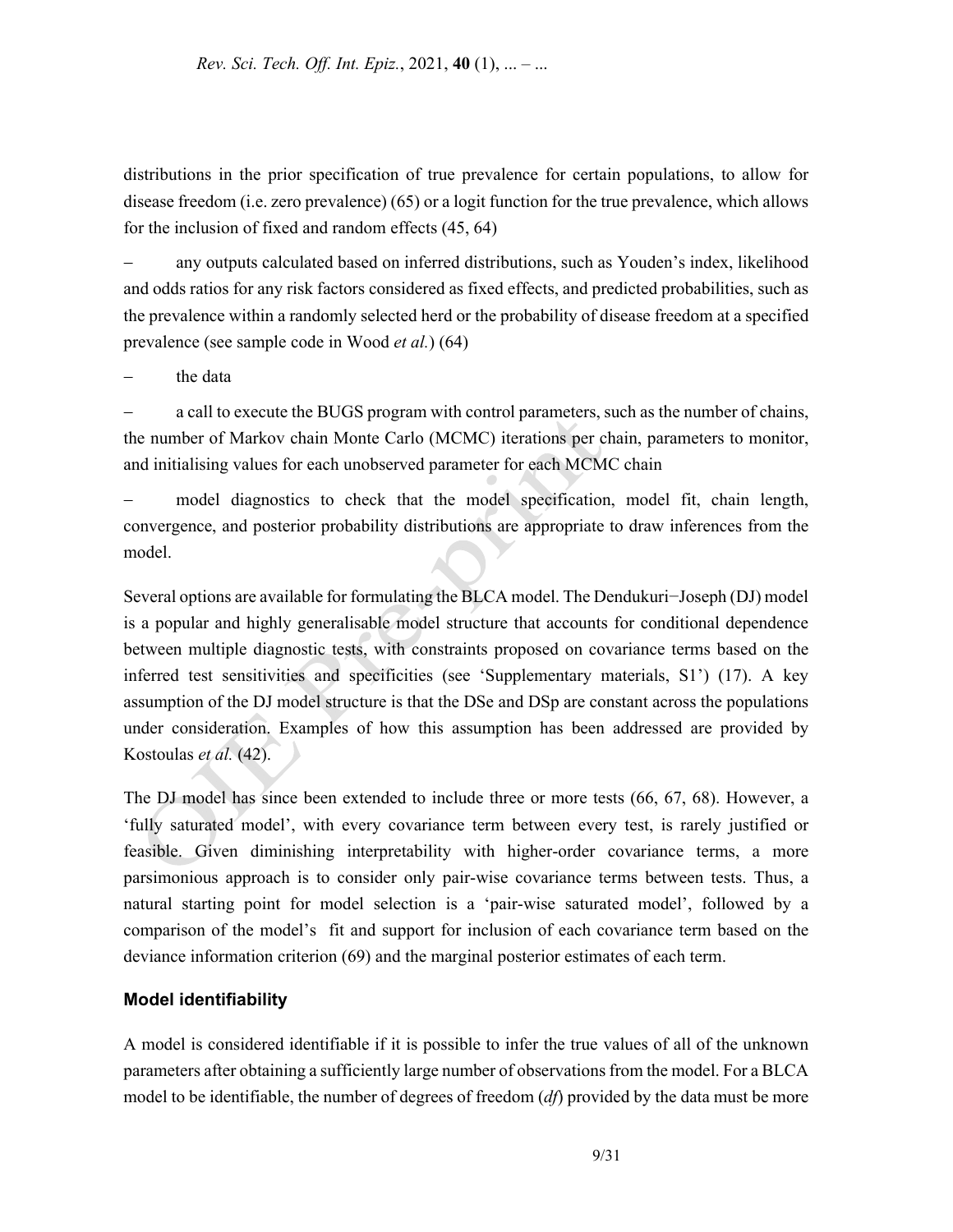distributions in the prior specification of true prevalence for certain populations, to allow for disease freedom (i.e. zero prevalence) (65) or a logit function for the true prevalence, which allows for the inclusion of fixed and random effects (45, 64)

- any outputs calculated based on inferred distributions, such as Youden's index, likelihood and odds ratios for any risk factors considered as fixed effects, and predicted probabilities, such as the prevalence within a randomly selected herd or the probability of disease freedom at a specified prevalence (see sample code in Wood *et al.*) (64)

- the data

- a call to execute the BUGS program with control parameters, such as the number of chains, the number of Markov chain Monte Carlo (MCMC) iterations per chain, parameters to monitor, and initialising values for each unobserved parameter for each MCMC chain

- model diagnostics to check that the model specification, model fit, chain length, convergence, and posterior probability distributions are appropriate to draw inferences from the model.

Several options are available for formulating the BLCA model. The Dendukuri−Joseph (DJ) model is a popular and highly generalisable model structure that accounts for conditional dependence between multiple diagnostic tests, with constraints proposed on covariance terms based on the inferred test sensitivities and specificities (see 'Supplementary materials, S1') (17). A key assumption of the DJ model structure is that the DSe and DSp are constant across the populations under consideration. Examples of how this assumption has been addressed are provided by Kostoulas *et al.* (42).

The DJ model has since been extended to include three or more tests (66, 67, 68). However, a 'fully saturated model', with every covariance term between every test, is rarely justified or feasible. Given diminishing interpretability with higher-order covariance terms, a more parsimonious approach is to consider only pair-wise covariance terms between tests. Thus, a natural starting point for model selection is a 'pair-wise saturated model', followed by a comparison of the model's fit and support for inclusion of each covariance term based on the deviance information criterion (69) and the marginal posterior estimates of each term.

### Model identifiability

A model is considered identifiable if it is possible to infer the true values of all of the unknown parameters after obtaining a sufficiently large number of observations from the model. For a BLCA model to be identifiable, the number of degrees of freedom (*df*) provided by the data must be more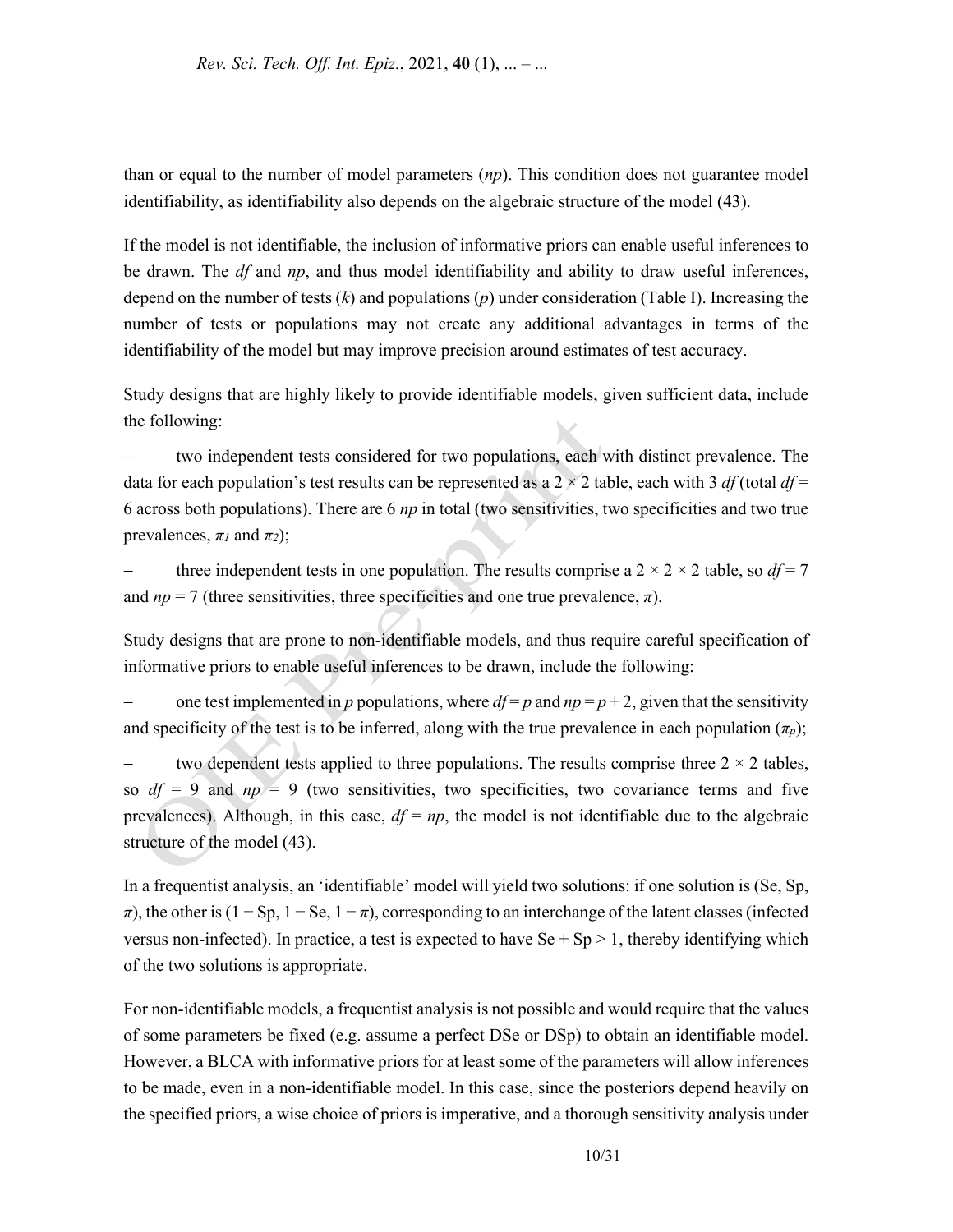than or equal to the number of model parameters (*np*). This condition does not guarantee model identifiability, as identifiability also depends on the algebraic structure of the model (43).

If the model is not identifiable, the inclusion of informative priors can enable useful inferences to be drawn. The *df* and *np*, and thus model identifiability and ability to draw useful inferences, depend on the number of tests ($k$) and populations ($p$) under consideration (Table I). Increasing the number of tests or populations may not create any additional advantages in terms of the identifiability of the model but may improve precision around estimates of test accuracy.

Study designs that are highly likely to provide identifiable models, given sufficient data, include the following:

– two independent tests considered for two populations, each with distinct prevalence. The data for each population's test results can be represented as a $2 \times 2$ table, each with 3 *df* (total $df = 6$ across both populations). There are 6 *np* in total (two sensitivities, two specificities and two true prevalences, $\pi_1$ and $\pi_2$);

– three independent tests in one population. The results comprise a $2 \times 2 \times 2$ table, so $df = 7$ and $np = 7$ (three sensitivities, three specificities and one true prevalence, $\pi$).

Study designs that are prone to non-identifiable models, and thus require careful specification of informative priors to enable useful inferences to be drawn, include the following:

– one test implemented in $p$ populations, where $df = p$ and $np = p + 2$, given that the sensitivity and specificity of the test is to be inferred, along with the true prevalence in each population ($\pi_p$);

– two dependent tests applied to three populations. The results comprise three $2 \times 2$ tables, so $df = 9$ and $np = 9$ (two sensitivities, two specificities, two covariance terms and five prevalences). Although, in this case, $df = np$, the model is not identifiable due to the algebraic structure of the model (43).

In a frequentist analysis, an 'identifiable' model will yield two solutions: if one solution is (Se, Sp, $\pi$), the other is ($1 - \text{Sp}$, $1 - \text{Se}$, $1 - \pi$), corresponding to an interchange of the latent classes (infected versus non-infected). In practice, a test is expected to have $\text{Se} + \text{Sp} > 1$, thereby identifying which of the two solutions is appropriate.

For non-identifiable models, a frequentist analysis is not possible and would require that the values of some parameters be fixed (e.g. assume a perfect DSe or DSp) to obtain an identifiable model. However, a BLCA with informative priors for at least some of the parameters will allow inferences to be made, even in a non-identifiable model. In this case, since the posteriors depend heavily on the specified priors, a wise choice of priors is imperative, and a thorough sensitivity analysis under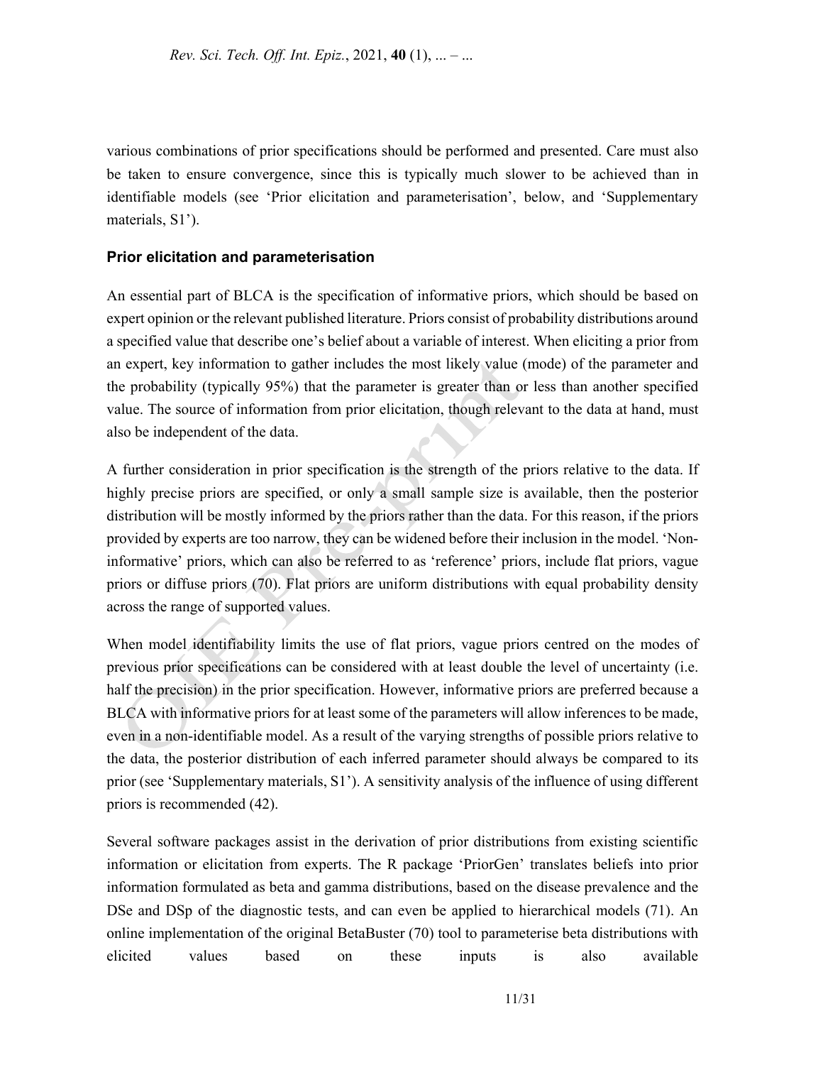various combinations of prior specifications should be performed and presented. Care must also be taken to ensure convergence, since this is typically much slower to be achieved than in identifiable models (see 'Prior elicitation and parameterisation', below, and 'Supplementary materials, S1').

### Prior elicitation and parameterisation

An essential part of BLCA is the specification of informative priors, which should be based on expert opinion or the relevant published literature. Priors consist of probability distributions around a specified value that describe one's belief about a variable of interest. When eliciting a prior from an expert, key information to gather includes the most likely value (mode) of the parameter and the probability (typically 95%) that the parameter is greater than or less than another specified value. The source of information from prior elicitation, though relevant to the data at hand, must also be independent of the data.

A further consideration in prior specification is the strength of the priors relative to the data. If highly precise priors are specified, or only a small sample size is available, then the posterior distribution will be mostly informed by the priors rather than the data. For this reason, if the priors provided by experts are too narrow, they can be widened before their inclusion in the model. 'Non-informative' priors, which can also be referred to as 'reference' priors, include flat priors, vague priors or diffuse priors (70). Flat priors are uniform distributions with equal probability density across the range of supported values.

When model identifiability limits the use of flat priors, vague priors centred on the modes of previous prior specifications can be considered with at least double the level of uncertainty (i.e. half the precision) in the prior specification. However, informative priors are preferred because a BLCA with informative priors for at least some of the parameters will allow inferences to be made, even in a non-identifiable model. As a result of the varying strengths of possible priors relative to the data, the posterior distribution of each inferred parameter should always be compared to its prior (see 'Supplementary materials, S1'). A sensitivity analysis of the influence of using different priors is recommended (42).

Several software packages assist in the derivation of prior distributions from existing scientific information or elicitation from experts. The R package 'PriorGen' translates beliefs into prior information formulated as beta and gamma distributions, based on the disease prevalence and the DSe and DSp of the diagnostic tests, and can even be applied to hierarchical models (71). An online implementation of the original BetaBuster (70) tool to parameterise beta distributions with elicited values based on these inputs is also available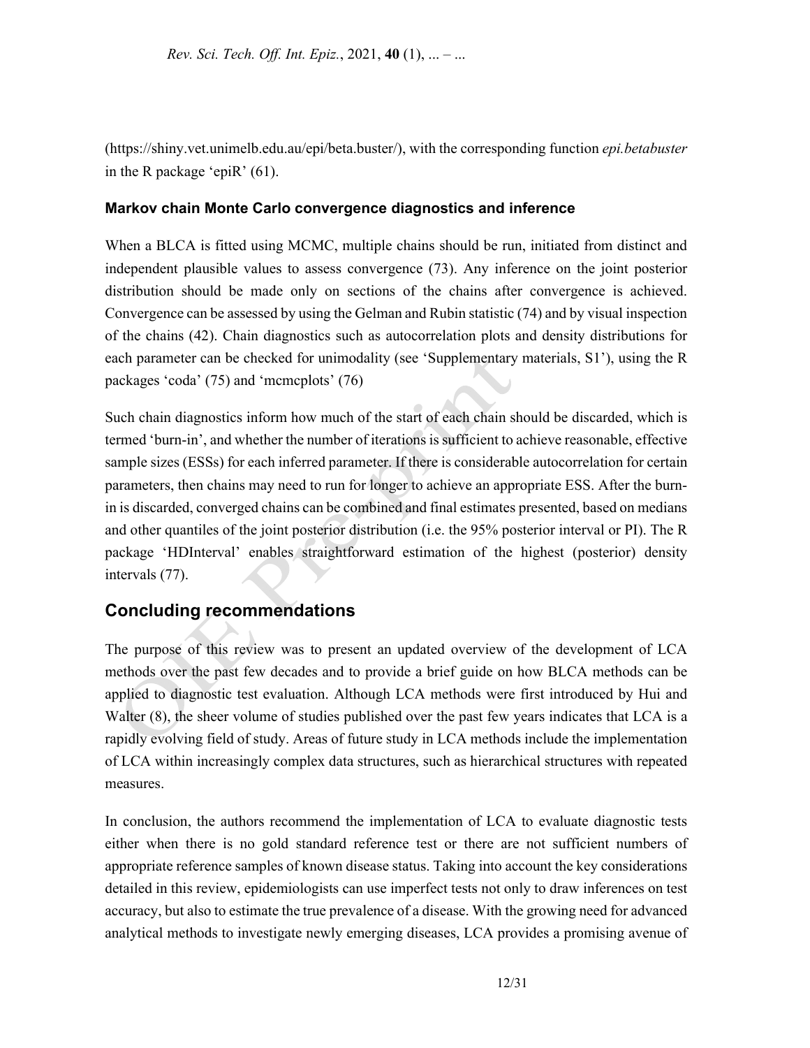(https://shiny.vet.unimelb.edu.au/epi/beta.buster/), with the corresponding function *epi.betabuster* in the R package 'epiR' (61).

### Markov chain Monte Carlo convergence diagnostics and inference

When a BLCA is fitted using MCMC, multiple chains should be run, initiated from distinct and independent plausible values to assess convergence (73). Any inference on the joint posterior distribution should be made only on sections of the chains after convergence is achieved. Convergence can be assessed by using the Gelman and Rubin statistic (74) and by visual inspection of the chains (42). Chain diagnostics such as autocorrelation plots and density distributions for each parameter can be checked for unimodality (see 'Supplementary materials, S1'), using the R packages 'coda' (75) and 'mcmcplots' (76)

Such chain diagnostics inform how much of the start of each chain should be discarded, which is termed 'burn-in', and whether the number of iterations is sufficient to achieve reasonable, effective sample sizes (ESSs) for each inferred parameter. If there is considerable autocorrelation for certain parameters, then chains may need to run for longer to achieve an appropriate ESS. After the burn-in is discarded, converged chains can be combined and final estimates presented, based on medians and other quantiles of the joint posterior distribution (i.e. the 95% posterior interval or PI). The R package 'HDInterval' enables straightforward estimation of the highest (posterior) density intervals (77).

## Concluding recommendations

The purpose of this review was to present an updated overview of the development of LCA methods over the past few decades and to provide a brief guide on how BLCA methods can be applied to diagnostic test evaluation. Although LCA methods were first introduced by Hui and Walter (8), the sheer volume of studies published over the past few years indicates that LCA is a rapidly evolving field of study. Areas of future study in LCA methods include the implementation of LCA within increasingly complex data structures, such as hierarchical structures with repeated measures.

In conclusion, the authors recommend the implementation of LCA to evaluate diagnostic tests either when there is no gold standard reference test or there are not sufficient numbers of appropriate reference samples of known disease status. Taking into account the key considerations detailed in this review, epidemiologists can use imperfect tests not only to draw inferences on test accuracy, but also to estimate the true prevalence of a disease. With the growing need for advanced analytical methods to investigate newly emerging diseases, LCA provides a promising avenue of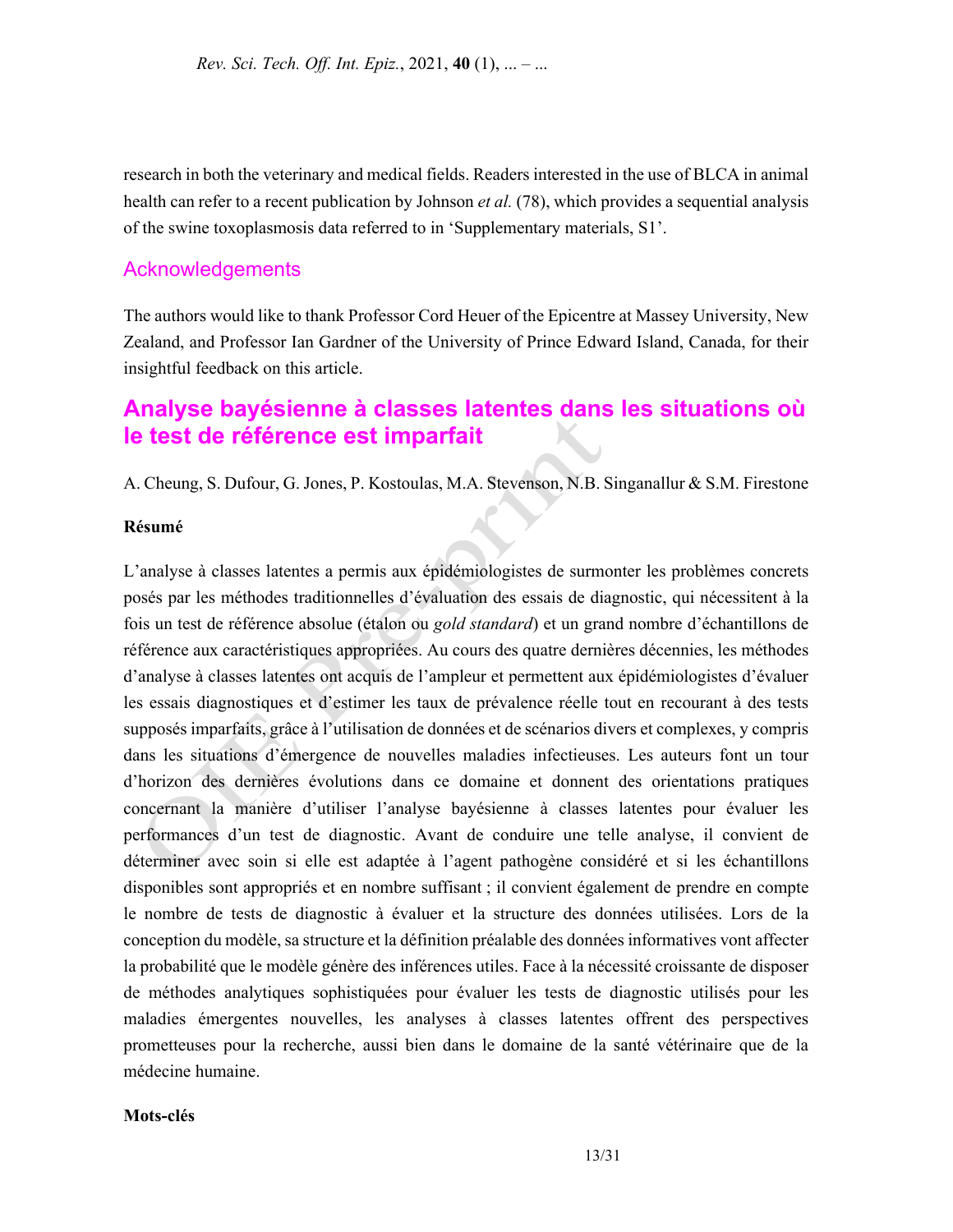research in both the veterinary and medical fields. Readers interested in the use of BLCA in animal health can refer to a recent publication by Johnson *et al.* (78), which provides a sequential analysis of the swine toxoplasmosis data referred to in 'Supplementary materials, S1'.

## Acknowledgements

The authors would like to thank Professor Cord Heuer of the Epicentre at Massey University, New Zealand, and Professor Ian Gardner of the University of Prince Edward Island, Canada, for their insightful feedback on this article.

# Analyse bayésienne à classes latentes dans les situations où le test de référence est imparfait

A. Cheung, S. Dufour, G. Jones, P. Kostoulas, M.A. Stevenson, N.B. Singanallur & S.M. Firestone

**Résumé**

L'analyse à classes latentes a permis aux épidémiologistes de surmonter les problèmes concrets posés par les méthodes traditionnelles d'évaluation des essais de diagnostic, qui nécessitent à la fois un test de référence absolue (étalon ou *gold standard*) et un grand nombre d'échantillons de référence aux caractéristiques appropriées. Au cours des quatre dernières décennies, les méthodes d'analyse à classes latentes ont acquis de l'ampleur et permettent aux épidémiologistes d'évaluer les essais diagnostiques et d'estimer les taux de prévalence réelle tout en recourant à des tests supposés imparfaits, grâce à l'utilisation de données et de scénarios divers et complexes, y compris dans les situations d'émergence de nouvelles maladies infectieuses. Les auteurs font un tour d'horizon des dernières évolutions dans ce domaine et donnent des orientations pratiques concernant la manière d'utiliser l'analyse bayésienne à classes latentes pour évaluer les performances d'un test de diagnostic. Avant de conduire une telle analyse, il convient de déterminer avec soin si elle est adaptée à l'agent pathogène considéré et si les échantillons disponibles sont appropriés et en nombre suffisant ; il convient également de prendre en compte le nombre de tests de diagnostic à évaluer et la structure des données utilisées. Lors de la conception du modèle, sa structure et la définition préalable des données informatives vont affecter la probabilité que le modèle génère des inférences utiles. Face à la nécessité croissante de disposer de méthodes analytiques sophistiquées pour évaluer les tests de diagnostic utilisés pour les maladies émergentes nouvelles, les analyses à classes latentes offrent des perspectives prometteuses pour la recherche, aussi bien dans le domaine de la santé vétérinaire que de la médecine humaine.

**Mots-clés**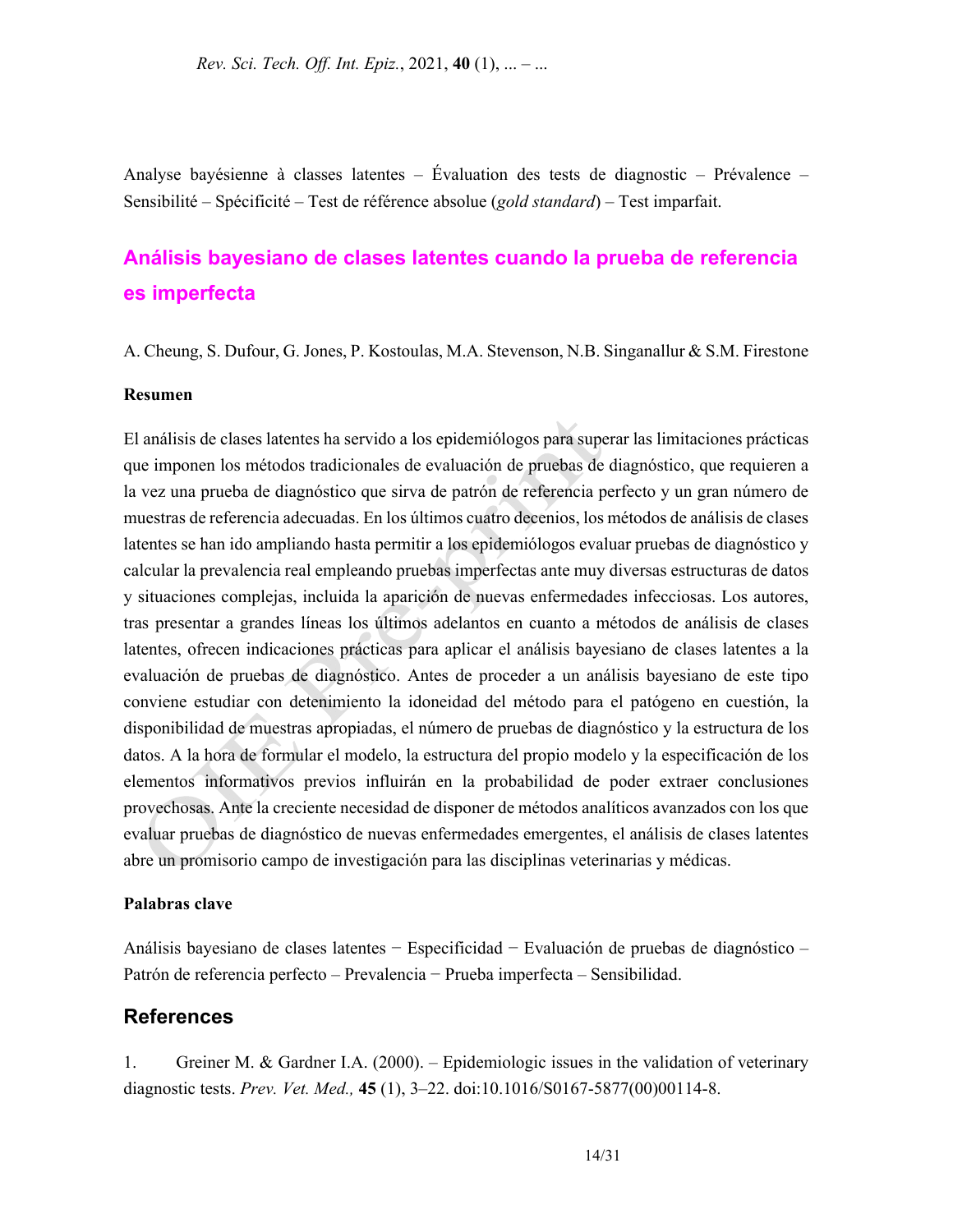Analyse bayésienne à classes latentes – Évaluation des tests de diagnostic – Prévalence – Sensibilité – Spécificité – Test de référence absolue (*gold standard*) – Test imparfait.

## Análisis bayesiano de clases latentes cuando la prueba de referencia es imperfecta

A. Cheung, S. Dufour, G. Jones, P. Kostoulas, M.A. Stevenson, N.B. Singanallur & S.M. Firestone

**Resumen**

El análisis de clases latentes ha servido a los epidemiólogos para superar las limitaciones prácticas que imponen los métodos tradicionales de evaluación de pruebas de diagnóstico, que requieren a la vez una prueba de diagnóstico que sirva de patrón de referencia perfecto y un gran número de muestras de referencia adecuadas. En los últimos cuatro decenios, los métodos de análisis de clases latentes se han ido ampliando hasta permitir a los epidemiólogos evaluar pruebas de diagnóstico y calcular la prevalencia real empleando pruebas imperfectas ante muy diversas estructuras de datos y situaciones complejas, incluida la aparición de nuevas enfermedades infecciosas. Los autores, tras presentar a grandes líneas los últimos adelantos en cuanto a métodos de análisis de clases latentes, ofrecen indicaciones prácticas para aplicar el análisis bayesiano de clases latentes a la evaluación de pruebas de diagnóstico. Antes de proceder a un análisis bayesiano de este tipo conviene estudiar con detenimiento la idoneidad del método para el patógeno en cuestión, la disponibilidad de muestras apropiadas, el número de pruebas de diagnóstico y la estructura de los datos. A la hora de formular el modelo, la estructura del propio modelo y la especificación de los elementos informativos previos influirán en la probabilidad de poder extraer conclusiones provechosas. Ante la creciente necesidad de disponer de métodos analíticos avanzados con los que evaluar pruebas de diagnóstico de nuevas enfermedades emergentes, el análisis de clases latentes abre un promisorio campo de investigación para las disciplinas veterinarias y médicas.

**Palabras clave**

Análisis bayesiano de clases latentes − Especificidad − Evaluación de pruebas de diagnóstico – Patrón de referencia perfecto – Prevalencia − Prueba imperfecta – Sensibilidad.

## References

1. Greiner M. & Gardner I.A. (2000). – Epidemiologic issues in the validation of veterinary diagnostic tests. *Prev. Vet. Med.,* **45** (1), 3–22. doi:10.1016/S0167-5877(00)00114-8.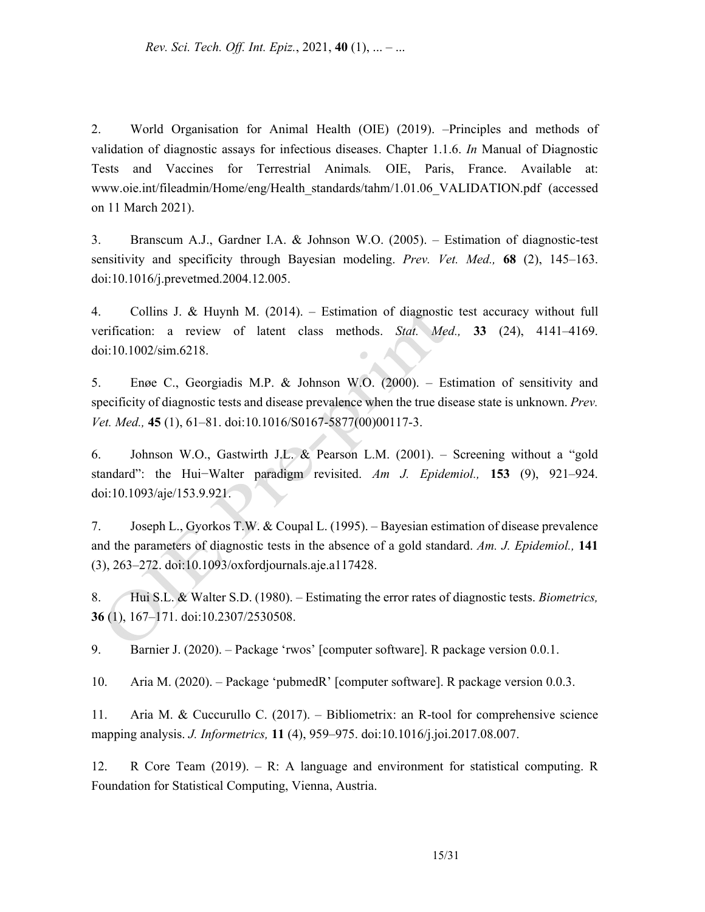2. World Organisation for Animal Health (OIE) (2019). –Principles and methods of validation of diagnostic assays for infectious diseases. Chapter 1.1.6. *In* Manual of Diagnostic Tests and Vaccines for Terrestrial Animals*.* OIE, Paris, France. Available at: www.oie.int/fileadmin/Home/eng/Health_standards/tahm/1.01.06_VALIDATION.pdf (accessed on 11 March 2021).

3. Branscum A.J., Gardner I.A. & Johnson W.O. (2005). – Estimation of diagnostic-test sensitivity and specificity through Bayesian modeling. *Prev. Vet. Med.,* **68** (2), 145–163. doi:10.1016/j.prevetmed.2004.12.005.

4. Collins J. & Huynh M. (2014). – Estimation of diagnostic test accuracy without full verification: a review of latent class methods. *Stat. Med.,* **33** (24), 4141–4169. doi:10.1002/sim.6218.

5. Enøe C., Georgiadis M.P. & Johnson W.O. (2000). – Estimation of sensitivity and specificity of diagnostic tests and disease prevalence when the true disease state is unknown. *Prev. Vet. Med.,* **45** (1), 61–81. doi:10.1016/S0167-5877(00)00117-3.

6. Johnson W.O., Gastwirth J.L. & Pearson L.M. (2001). – Screening without a "gold standard": the Hui−Walter paradigm revisited. *Am J. Epidemiol.,* **153** (9), 921–924. doi:10.1093/aje/153.9.921.

7. Joseph L., Gyorkos T.W. & Coupal L. (1995). – Bayesian estimation of disease prevalence and the parameters of diagnostic tests in the absence of a gold standard. *Am. J. Epidemiol.,* **141** (3), 263–272. doi:10.1093/oxfordjournals.aje.a117428.

8. Hui S.L. & Walter S.D. (1980). – Estimating the error rates of diagnostic tests. *Biometrics,* **36** (1), 167–171. doi:10.2307/2530508.

9. Barnier J. (2020). – Package 'rwos' [computer software]. R package version 0.0.1.

10. Aria M. (2020). – Package 'pubmedR' [computer software]. R package version 0.0.3.

11. Aria M. & Cuccurullo C. (2017). – Bibliometrix: an R-tool for comprehensive science mapping analysis. *J. Informetrics,* **11** (4), 959–975. doi:10.1016/j.joi.2017.08.007.

12. R Core Team (2019). – R: A language and environment for statistical computing. R Foundation for Statistical Computing, Vienna, Austria.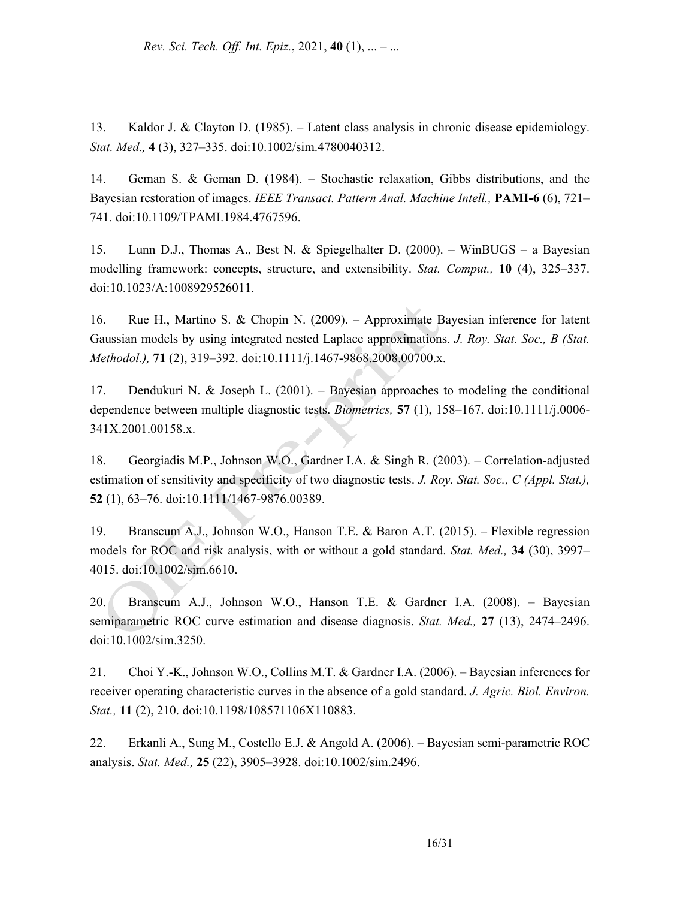13. Kaldor J. & Clayton D. (1985). – Latent class analysis in chronic disease epidemiology. *Stat. Med.,* **4** (3), 327–335. doi:10.1002/sim.4780040312.

14. Geman S. & Geman D. (1984). – Stochastic relaxation, Gibbs distributions, and the Bayesian restoration of images. *IEEE Transact. Pattern Anal. Machine Intell.,* **PAMI-6** (6), 721–741. doi:10.1109/TPAMI.1984.4767596.

15. Lunn D.J., Thomas A., Best N. & Spiegelhalter D. (2000). – WinBUGS – a Bayesian modelling framework: concepts, structure, and extensibility. *Stat. Comput.,* **10** (4), 325–337. doi:10.1023/A:1008929526011.

16. Rue H., Martino S. & Chopin N. (2009). – Approximate Bayesian inference for latent Gaussian models by using integrated nested Laplace approximations. *J. Roy. Stat. Soc., B (Stat. Methodol.),* **71** (2), 319–392. doi:10.1111/j.1467-9868.2008.00700.x.

17. Dendukuri N. & Joseph L. (2001). – Bayesian approaches to modeling the conditional dependence between multiple diagnostic tests. *Biometrics,* **57** (1), 158–167. doi:10.1111/j.0006-341X.2001.00158.x.

18. Georgiadis M.P., Johnson W.O., Gardner I.A. & Singh R. (2003). – Correlation-adjusted estimation of sensitivity and specificity of two diagnostic tests. *J. Roy. Stat. Soc., C (Appl. Stat.),* **52** (1), 63–76. doi:10.1111/1467-9876.00389.

19. Branscum A.J., Johnson W.O., Hanson T.E. & Baron A.T. (2015). – Flexible regression models for ROC and risk analysis, with or without a gold standard. *Stat. Med.,* **34** (30), 3997–4015. doi:10.1002/sim.6610.

20. Branscum A.J., Johnson W.O., Hanson T.E. & Gardner I.A. (2008). – Bayesian semiparametric ROC curve estimation and disease diagnosis. *Stat. Med.,* **27** (13), 2474–2496. doi:10.1002/sim.3250.

21. Choi Y.-K., Johnson W.O., Collins M.T. & Gardner I.A. (2006). – Bayesian inferences for receiver operating characteristic curves in the absence of a gold standard. *J. Agric. Biol. Environ. Stat.,* **11** (2), 210. doi:10.1198/108571106X110883.

22. Erkanli A., Sung M., Costello E.J. & Angold A. (2006). – Bayesian semi-parametric ROC analysis. *Stat. Med.,* **25** (22), 3905–3928. doi:10.1002/sim.2496.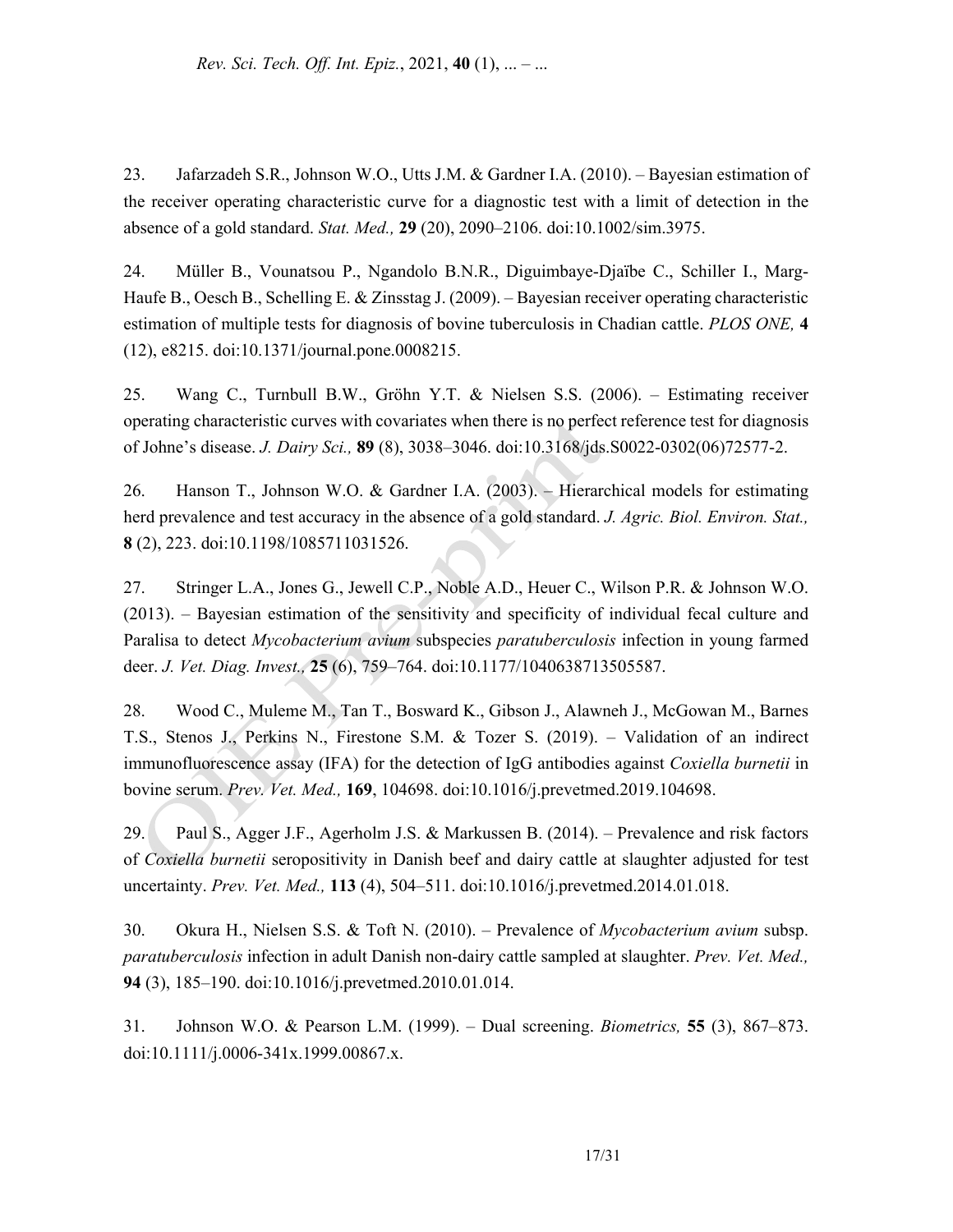23. Jafarzadeh S.R., Johnson W.O., Utts J.M. & Gardner I.A. (2010). – Bayesian estimation of the receiver operating characteristic curve for a diagnostic test with a limit of detection in the absence of a gold standard. *Stat. Med.,* **29** (20), 2090–2106. doi:10.1002/sim.3975.

24. Müller B., Vounatsou P., Ngandolo B.N.R., Diguimbaye-Djaïbe C., Schiller I., Marg-Haufe B., Oesch B., Schelling E. & Zinsstag J. (2009). – Bayesian receiver operating characteristic estimation of multiple tests for diagnosis of bovine tuberculosis in Chadian cattle. *PLOS ONE,* **4** (12), e8215. doi:10.1371/journal.pone.0008215.

25. Wang C., Turnbull B.W., Gröhn Y.T. & Nielsen S.S. (2006). – Estimating receiver operating characteristic curves with covariates when there is no perfect reference test for diagnosis of Johne's disease. *J. Dairy Sci.,* **89** (8), 3038–3046. doi:10.3168/jds.S0022-0302(06)72577-2.

26. Hanson T., Johnson W.O. & Gardner I.A. (2003). – Hierarchical models for estimating herd prevalence and test accuracy in the absence of a gold standard. *J. Agric. Biol. Environ. Stat.,* **8** (2), 223. doi:10.1198/1085711031526.

27. Stringer L.A., Jones G., Jewell C.P., Noble A.D., Heuer C., Wilson P.R. & Johnson W.O. (2013). – Bayesian estimation of the sensitivity and specificity of individual fecal culture and Paralisa to detect *Mycobacterium avium* subspecies *paratuberculosis* infection in young farmed deer. *J. Vet. Diag. Invest.,* **25** (6), 759–764. doi:10.1177/1040638713505587.

28. Wood C., Muleme M., Tan T., Bosward K., Gibson J., Alawneh J., McGowan M., Barnes T.S., Stenos J., Perkins N., Firestone S.M. & Tozer S. (2019). – Validation of an indirect immunofluorescence assay (IFA) for the detection of IgG antibodies against *Coxiella burnetii* in bovine serum. *Prev. Vet. Med.,* **169**, 104698. doi:10.1016/j.prevetmed.2019.104698.

29. Paul S., Agger J.F., Agerholm J.S. & Markussen B. (2014). – Prevalence and risk factors of *Coxiella burnetii* seropositivity in Danish beef and dairy cattle at slaughter adjusted for test uncertainty. *Prev. Vet. Med.,* **113** (4), 504–511. doi:10.1016/j.prevetmed.2014.01.018.

30. Okura H., Nielsen S.S. & Toft N. (2010). – Prevalence of *Mycobacterium avium* subsp. *paratuberculosis* infection in adult Danish non-dairy cattle sampled at slaughter. *Prev. Vet. Med.,* **94** (3), 185–190. doi:10.1016/j.prevetmed.2010.01.014.

31. Johnson W.O. & Pearson L.M. (1999). – Dual screening. *Biometrics,* **55** (3), 867–873. doi:10.1111/j.0006-341x.1999.00867.x.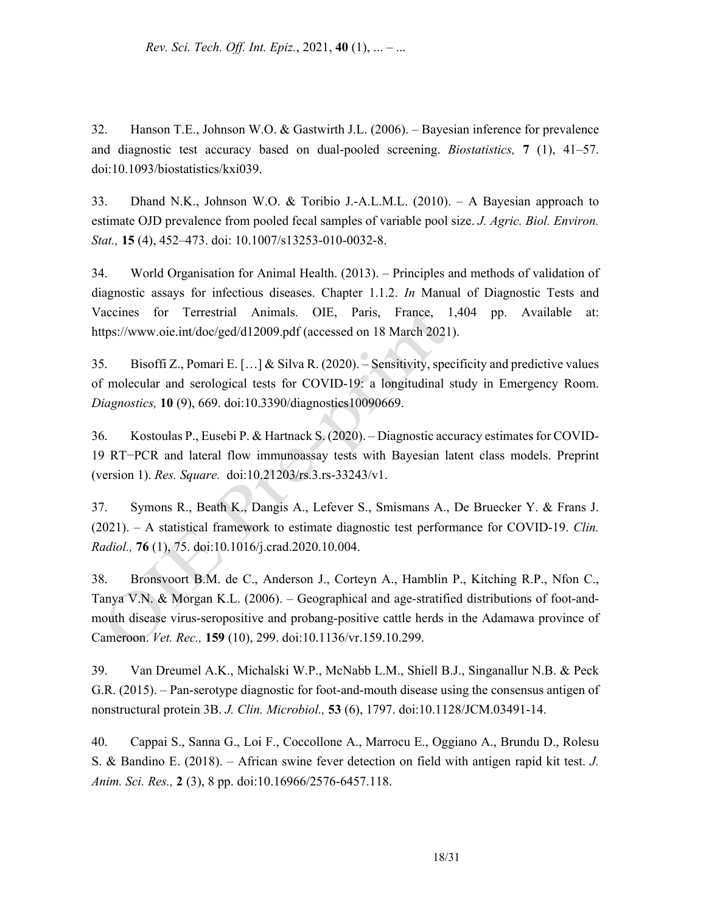32. Hanson T.E., Johnson W.O. & Gastwirth J.L. (2006). – Bayesian inference for prevalence and diagnostic test accuracy based on dual-pooled screening. *Biostatistics,* **7** (1), 41–57. doi:10.1093/biostatistics/kxi039.

33. Dhand N.K., Johnson W.O. & Toribio J.-A.L.M.L. (2010). – A Bayesian approach to estimate OJD prevalence from pooled fecal samples of variable pool size. *J. Agric. Biol. Environ. Stat.,* **15** (4), 452–473. doi: 10.1007/s13253-010-0032-8.

34. World Organisation for Animal Health. (2013). – Principles and methods of validation of diagnostic assays for infectious diseases. Chapter 1.1.2. *In* Manual of Diagnostic Tests and Vaccines for Terrestrial Animals. OIE, Paris, France, 1,404 pp. Available at: https://www.oie.int/doc/ged/d12009.pdf (accessed on 18 March 2021).

35. Bisoffi Z., Pomari E. […] & Silva R. (2020). – Sensitivity, specificity and predictive values of molecular and serological tests for COVID-19: a longitudinal study in Emergency Room. *Diagnostics,* **10** (9), 669. doi:10.3390/diagnostics10090669.

36. Kostoulas P., Eusebi P. & Hartnack S. (2020). – Diagnostic accuracy estimates for COVID-19 RT−PCR and lateral flow immunoassay tests with Bayesian latent class models. Preprint (version 1). *Res. Square.* doi:10.21203/rs.3.rs-33243/v1.

37. Symons R., Beath K., Dangis A., Lefever S., Smismans A., De Bruecker Y. & Frans J. (2021). – A statistical framework to estimate diagnostic test performance for COVID-19. *Clin. Radiol.,* **76** (1), 75. doi:10.1016/j.crad.2020.10.004.

38. Bronsvoort B.M. de C., Anderson J., Corteyn A., Hamblin P., Kitching R.P., Nfon C., Tanya V.N. & Morgan K.L. (2006). – Geographical and age-stratified distributions of foot-and-mouth disease virus-seropositive and probang-positive cattle herds in the Adamawa province of Cameroon. *Vet. Rec.,* **159** (10), 299. doi:10.1136/vr.159.10.299.

39. Van Dreumel A.K., Michalski W.P., McNabb L.M., Shiell B.J., Singanallur N.B. & Peck G.R. (2015). – Pan-serotype diagnostic for foot-and-mouth disease using the consensus antigen of nonstructural protein 3B. *J. Clin. Microbiol.,* **53** (6), 1797. doi:10.1128/JCM.03491-14.

40. Cappai S., Sanna G., Loi F., Coccollone A., Marrocu E., Oggiano A., Brundu D., Rolesu S. & Bandino E. (2018). – African swine fever detection on field with antigen rapid kit test. *J. Anim. Sci. Res.,* **2** (3), 8 pp. doi:10.16966/2576-6457.118.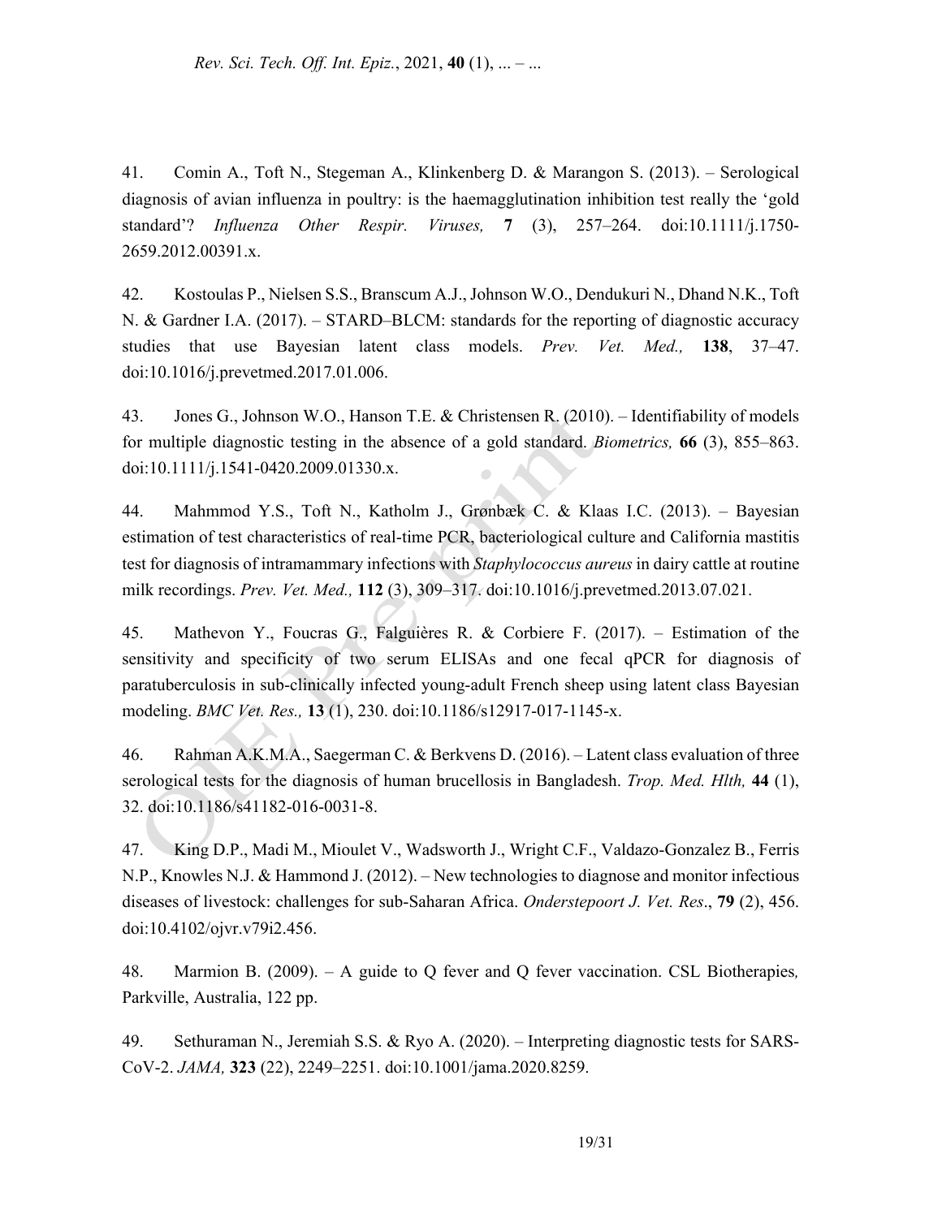41. Comin A., Toft N., Stegeman A., Klinkenberg D. & Marangon S. (2013). – Serological diagnosis of avian influenza in poultry: is the haemagglutination inhibition test really the 'gold standard'? *Influenza Other Respir. Viruses,* **7** (3), 257–264. doi:10.1111/j.1750-2659.2012.00391.x.

42. Kostoulas P., Nielsen S.S., Branscum A.J., Johnson W.O., Dendukuri N., Dhand N.K., Toft N. & Gardner I.A. (2017). – STARD–BLCM: standards for the reporting of diagnostic accuracy studies that use Bayesian latent class models. *Prev. Vet. Med.,* **138**, 37–47. doi:10.1016/j.prevetmed.2017.01.006.

43. Jones G., Johnson W.O., Hanson T.E. & Christensen R. (2010). – Identifiability of models for multiple diagnostic testing in the absence of a gold standard. *Biometrics,* **66** (3), 855–863. doi:10.1111/j.1541-0420.2009.01330.x.

44. Mahmmod Y.S., Toft N., Katholm J., Grønbæk C. & Klaas I.C. (2013). – Bayesian estimation of test characteristics of real-time PCR, bacteriological culture and California mastitis test for diagnosis of intramammary infections with *Staphylococcus aureus* in dairy cattle at routine milk recordings. *Prev. Vet. Med.,* **112** (3), 309–317. doi:10.1016/j.prevetmed.2013.07.021.

45. Mathevon Y., Foucras G., Falguières R. & Corbiere F. (2017). – Estimation of the sensitivity and specificity of two serum ELISAs and one fecal qPCR for diagnosis of paratuberculosis in sub-clinically infected young-adult French sheep using latent class Bayesian modeling. *BMC Vet. Res.,* **13** (1), 230. doi:10.1186/s12917-017-1145-x.

46. Rahman A.K.M.A., Saegerman C. & Berkvens D. (2016). – Latent class evaluation of three serological tests for the diagnosis of human brucellosis in Bangladesh. *Trop. Med. Hlth,* **44** (1), 32. doi:10.1186/s41182-016-0031-8.

47. King D.P., Madi M., Mioulet V., Wadsworth J., Wright C.F., Valdazo-Gonzalez B., Ferris N.P., Knowles N.J. & Hammond J. (2012). – New technologies to diagnose and monitor infectious diseases of livestock: challenges for sub-Saharan Africa. *Onderstepoort J. Vet. Res*., **79** (2), 456. doi:10.4102/ojvr.v79i2.456.

48. Marmion B. (2009). – A guide to Q fever and Q fever vaccination. CSL Biotherapies*,* Parkville, Australia, 122 pp.

49. Sethuraman N., Jeremiah S.S. & Ryo A. (2020). – Interpreting diagnostic tests for SARS-CoV-2. *JAMA,* **323** (22), 2249–2251. doi:10.1001/jama.2020.8259.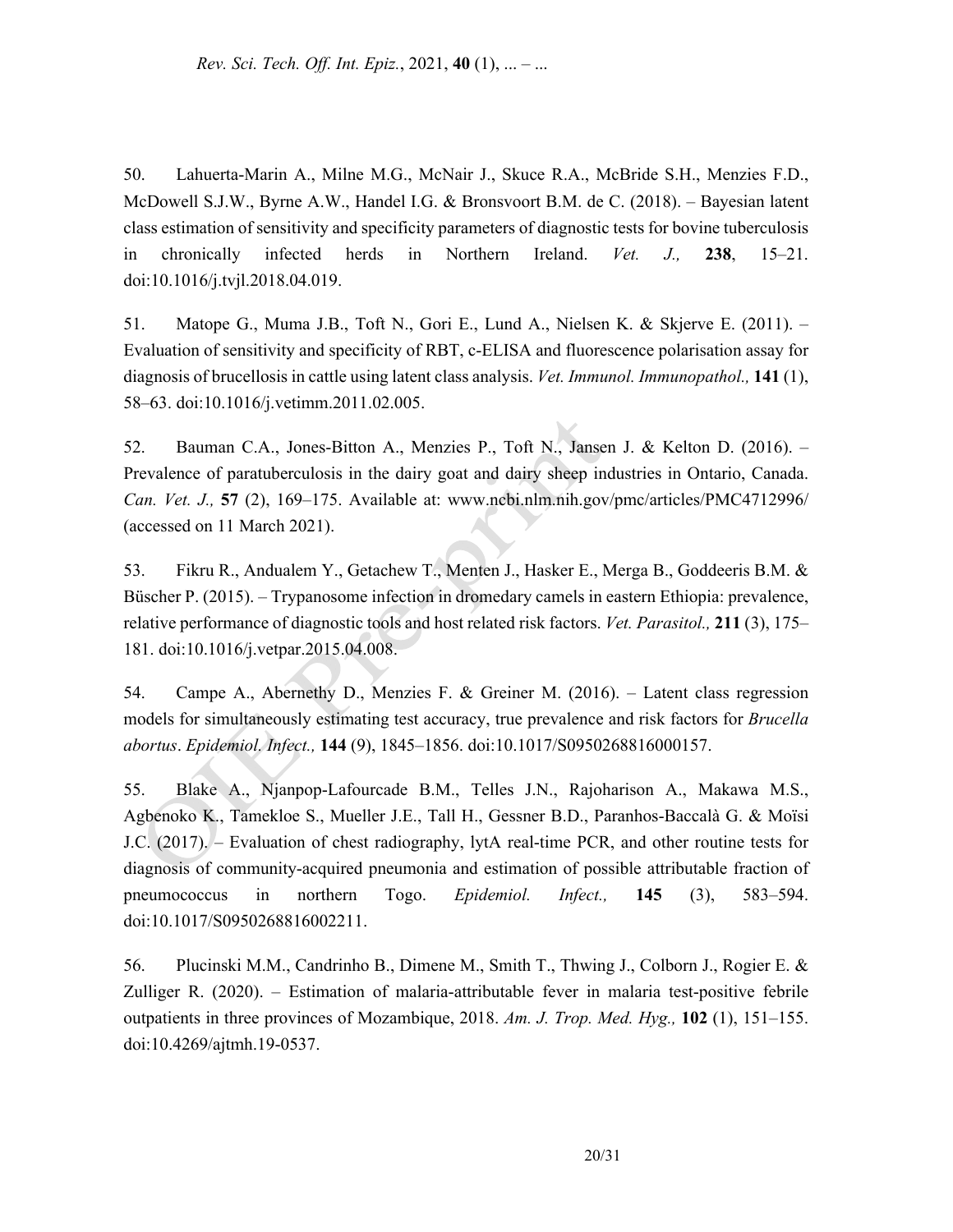50. Lahuerta-Marin A., Milne M.G., McNair J., Skuce R.A., McBride S.H., Menzies F.D., McDowell S.J.W., Byrne A.W., Handel I.G. & Bronsvoort B.M. de C. (2018). – Bayesian latent class estimation of sensitivity and specificity parameters of diagnostic tests for bovine tuberculosis in chronically infected herds in Northern Ireland. *Vet. J.,* **238**, 15–21. doi:10.1016/j.tvjl.2018.04.019.

51. Matope G., Muma J.B., Toft N., Gori E., Lund A., Nielsen K. & Skjerve E. (2011). – Evaluation of sensitivity and specificity of RBT, c-ELISA and fluorescence polarisation assay for diagnosis of brucellosis in cattle using latent class analysis. *Vet. Immunol. Immunopathol.,* **141** (1), 58–63. doi:10.1016/j.vetimm.2011.02.005.

52. Bauman C.A., Jones-Bitton A., Menzies P., Toft N., Jansen J. & Kelton D. (2016). – Prevalence of paratuberculosis in the dairy goat and dairy sheep industries in Ontario, Canada. *Can. Vet. J.,* **57** (2), 169–175. Available at: www.ncbi.nlm.nih.gov/pmc/articles/PMC4712996/ (accessed on 11 March 2021).

53. Fikru R., Andualem Y., Getachew T., Menten J., Hasker E., Merga B., Goddeeris B.M. & Büscher P. (2015). – Trypanosome infection in dromedary camels in eastern Ethiopia: prevalence, relative performance of diagnostic tools and host related risk factors. *Vet. Parasitol.,* **211** (3), 175–181. doi:10.1016/j.vetpar.2015.04.008.

54. Campe A., Abernethy D., Menzies F. & Greiner M. (2016). – Latent class regression models for simultaneously estimating test accuracy, true prevalence and risk factors for *Brucella abortus*. *Epidemiol. Infect.,* **144** (9), 1845–1856. doi:10.1017/S0950268816000157.

55. Blake A., Njanpop-Lafourcade B.M., Telles J.N., Rajoharison A., Makawa M.S., Agbenoko K., Tamekloe S., Mueller J.E., Tall H., Gessner B.D., Paranhos-Baccalà G. & Moïsi J.C. (2017). – Evaluation of chest radiography, lytA real-time PCR, and other routine tests for diagnosis of community-acquired pneumonia and estimation of possible attributable fraction of pneumococcus in northern Togo. *Epidemiol. Infect.,* **145** (3), 583–594. doi:10.1017/S0950268816002211.

56. Plucinski M.M., Candrinho B., Dimene M., Smith T., Thwing J., Colborn J., Rogier E. & Zulliger R. (2020). – Estimation of malaria-attributable fever in malaria test-positive febrile outpatients in three provinces of Mozambique, 2018. *Am. J. Trop. Med. Hyg.,* **102** (1), 151–155. doi:10.4269/ajtmh.19-0537.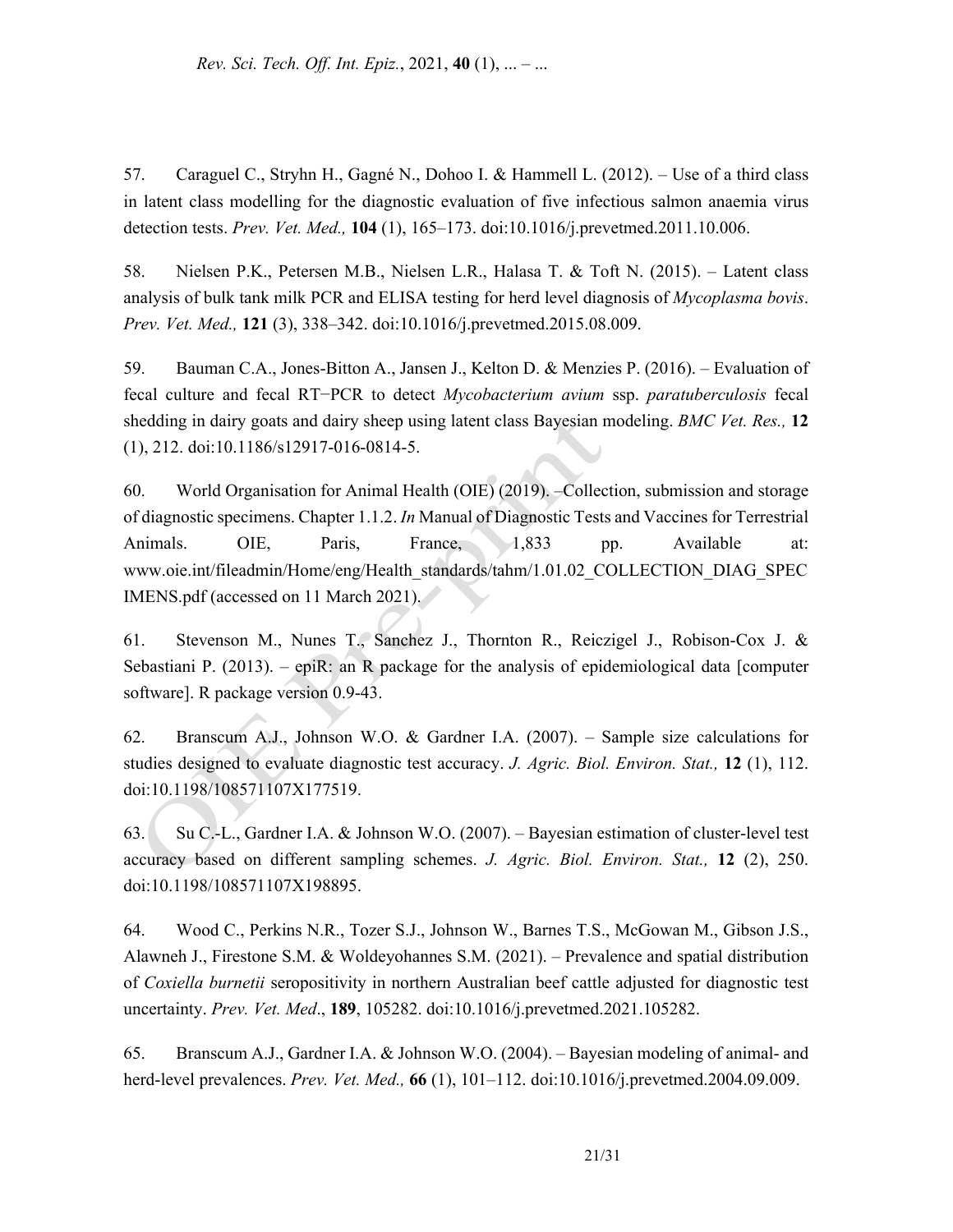57. Caraguel C., Stryhn H., Gagné N., Dohoo I. & Hammell L. (2012). – Use of a third class in latent class modelling for the diagnostic evaluation of five infectious salmon anaemia virus detection tests. *Prev. Vet. Med.,* **104** (1), 165–173. doi:10.1016/j.prevetmed.2011.10.006.

58. Nielsen P.K., Petersen M.B., Nielsen L.R., Halasa T. & Toft N. (2015). – Latent class analysis of bulk tank milk PCR and ELISA testing for herd level diagnosis of *Mycoplasma bovis*. *Prev. Vet. Med.,* **121** (3), 338–342. doi:10.1016/j.prevetmed.2015.08.009.

59. Bauman C.A., Jones-Bitton A., Jansen J., Kelton D. & Menzies P. (2016). – Evaluation of fecal culture and fecal RT−PCR to detect *Mycobacterium avium* ssp. *paratuberculosis* fecal shedding in dairy goats and dairy sheep using latent class Bayesian modeling. *BMC Vet. Res.,* **12** (1), 212. doi:10.1186/s12917-016-0814-5.

60. World Organisation for Animal Health (OIE) (2019). –Collection, submission and storage of diagnostic specimens. Chapter 1.1.2. *In* Manual of Diagnostic Tests and Vaccines for Terrestrial Animals. OIE, Paris, France, 1,833 pp. Available at: www.oie.int/fileadmin/Home/eng/Health_standards/tahm/1.01.02_COLLECTION_DIAG_SPECIMENS.pdf (accessed on 11 March 2021).

61. Stevenson M., Nunes T., Sanchez J., Thornton R., Reiczigel J., Robison-Cox J. & Sebastiani P. (2013). – epiR: an R package for the analysis of epidemiological data [computer software]. R package version 0.9-43.

62. Branscum A.J., Johnson W.O. & Gardner I.A. (2007). – Sample size calculations for studies designed to evaluate diagnostic test accuracy. *J. Agric. Biol. Environ. Stat.,* **12** (1), 112. doi:10.1198/108571107X177519.

63. Su C.-L., Gardner I.A. & Johnson W.O. (2007). – Bayesian estimation of cluster-level test accuracy based on different sampling schemes. *J. Agric. Biol. Environ. Stat.,* **12** (2), 250. doi:10.1198/108571107X198895.

64. Wood C., Perkins N.R., Tozer S.J., Johnson W., Barnes T.S., McGowan M., Gibson J.S., Alawneh J., Firestone S.M. & Woldeyohannes S.M. (2021). – Prevalence and spatial distribution of *Coxiella burnetii* seropositivity in northern Australian beef cattle adjusted for diagnostic test uncertainty. *Prev. Vet. Med*., **189**, 105282. doi:10.1016/j.prevetmed.2021.105282.

65. Branscum A.J., Gardner I.A. & Johnson W.O. (2004). – Bayesian modeling of animal- and herd-level prevalences. *Prev. Vet. Med.,* **66** (1), 101–112. doi:10.1016/j.prevetmed.2004.09.009.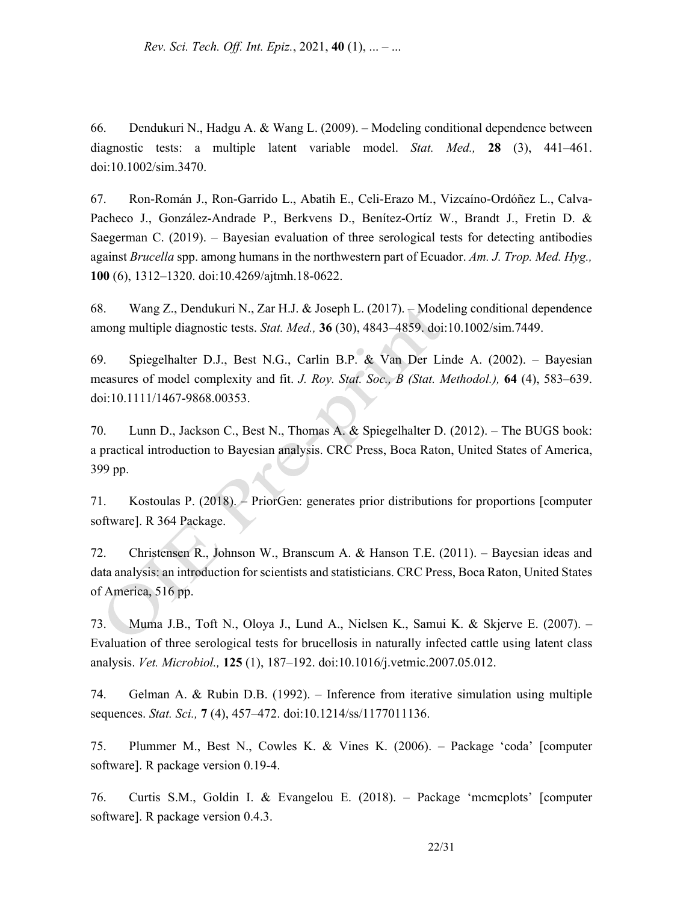66. Dendukuri N., Hadgu A. & Wang L. (2009). – Modeling conditional dependence between diagnostic tests: a multiple latent variable model. *Stat. Med.,* **28** (3), 441–461. doi:10.1002/sim.3470.

67. Ron-Román J., Ron-Garrido L., Abatih E., Celi-Erazo M., Vizcaíno-Ordóñez L., Calva-Pacheco J., González-Andrade P., Berkvens D., Benítez-Ortíz W., Brandt J., Fretin D. & Saegerman C. (2019). – Bayesian evaluation of three serological tests for detecting antibodies against *Brucella* spp. among humans in the northwestern part of Ecuador. *Am. J. Trop. Med. Hyg.,* **100** (6), 1312–1320. doi:10.4269/ajtmh.18-0622.

68. Wang Z., Dendukuri N., Zar H.J. & Joseph L. (2017). – Modeling conditional dependence among multiple diagnostic tests. *Stat. Med.,* **36** (30), 4843–4859. doi:10.1002/sim.7449.

69. Spiegelhalter D.J., Best N.G., Carlin B.P. & Van Der Linde A. (2002). – Bayesian measures of model complexity and fit. *J. Roy. Stat. Soc., B (Stat. Methodol.),* **64** (4), 583–639. doi:10.1111/1467-9868.00353.

70. Lunn D., Jackson C., Best N., Thomas A. & Spiegelhalter D. (2012). – The BUGS book: a practical introduction to Bayesian analysis. CRC Press, Boca Raton, United States of America, 399 pp.

71. Kostoulas P. (2018). – PriorGen: generates prior distributions for proportions [computer software]. R 364 Package.

72. Christensen R., Johnson W., Branscum A. & Hanson T.E. (2011). – Bayesian ideas and data analysis: an introduction for scientists and statisticians. CRC Press, Boca Raton, United States of America, 516 pp.

73. Muma J.B., Toft N., Oloya J., Lund A., Nielsen K., Samui K. & Skjerve E. (2007). – Evaluation of three serological tests for brucellosis in naturally infected cattle using latent class analysis. *Vet. Microbiol.,* **125** (1), 187–192. doi:10.1016/j.vetmic.2007.05.012.

74. Gelman A. & Rubin D.B. (1992). – Inference from iterative simulation using multiple sequences. *Stat. Sci.,* **7** (4), 457–472. doi:10.1214/ss/1177011136.

75. Plummer M., Best N., Cowles K. & Vines K. (2006). – Package 'coda' [computer software]. R package version 0.19-4.

76. Curtis S.M., Goldin I. & Evangelou E. (2018). – Package 'mcmcplots' [computer software]. R package version 0.4.3.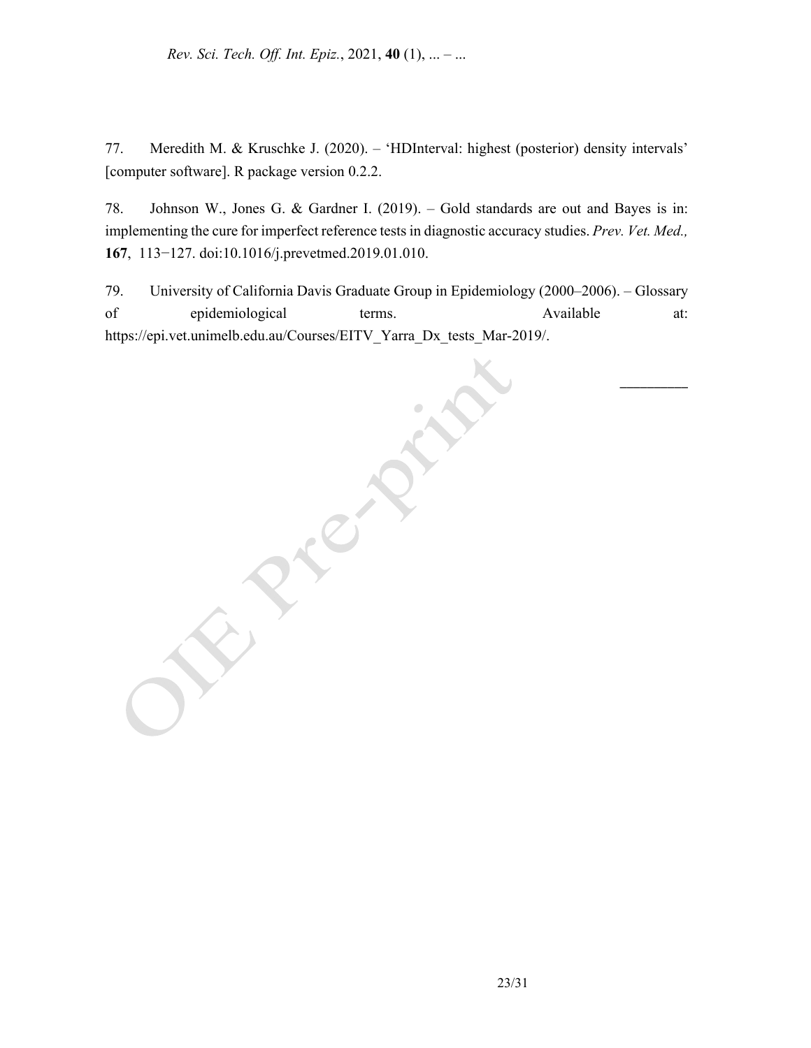77. Meredith M. & Kruschke J. (2020). – 'HDInterval: highest (posterior) density intervals' [computer software]. R package version 0.2.2.

78. Johnson W., Jones G. & Gardner I. (2019). – Gold standards are out and Bayes is in: implementing the cure for imperfect reference tests in diagnostic accuracy studies. *Prev. Vet. Med.,* **167**, 113−127. doi:10.1016/j.prevetmed.2019.01.010.

79. University of California Davis Graduate Group in Epidemiology (2000–2006). – Glossary of epidemiological terms. Available at: https://epi.vet.unimelb.edu.au/Courses/EITV_Yarra_Dx_tests_Mar-2019/.

\_\_\_\_\_\_\_\_\_\_\_\_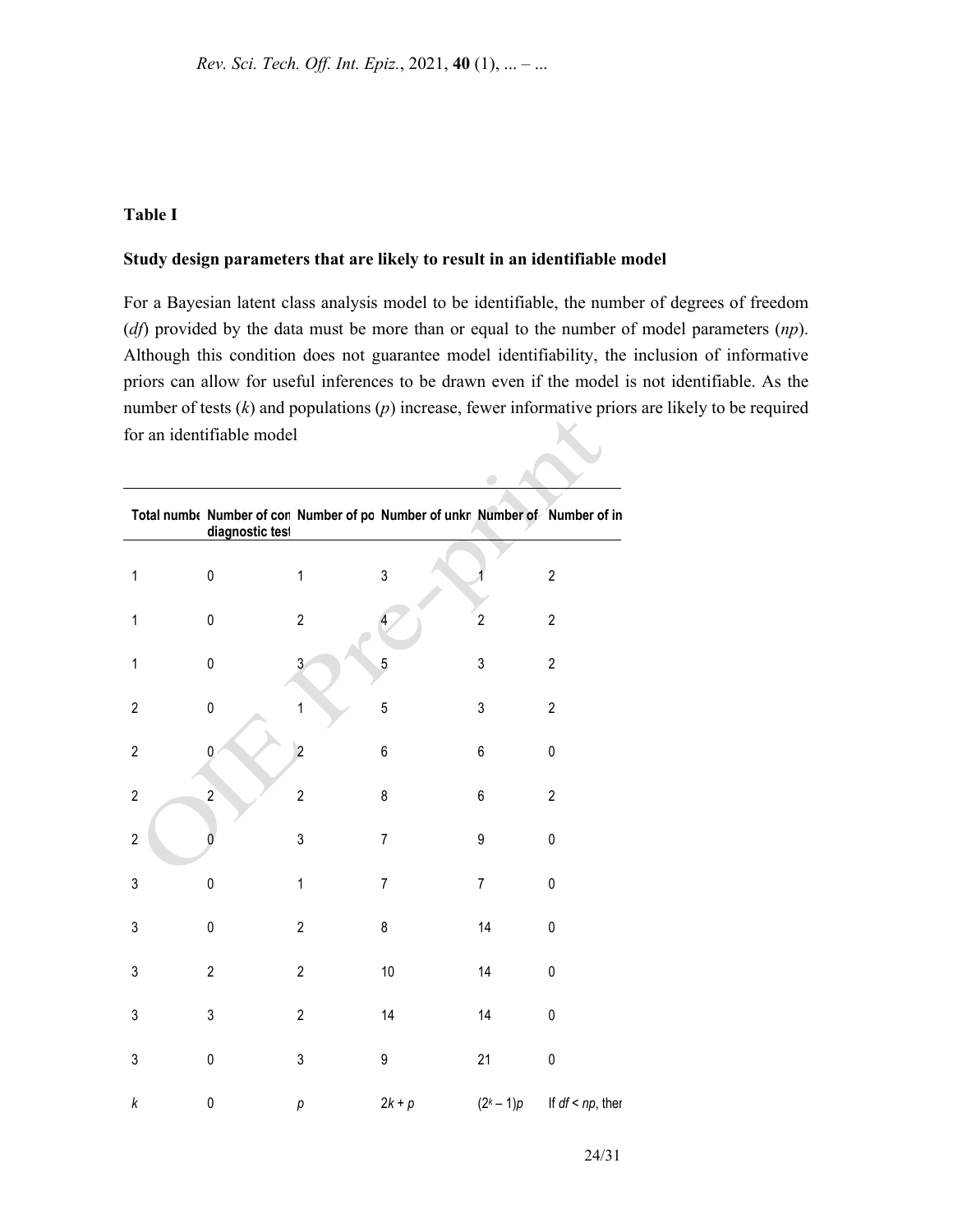**Table I**

**Study design parameters that are likely to result in an identifiable model**

For a Bayesian latent class analysis model to be identifiable, the number of degrees of freedom (*df*) provided by the data must be more than or equal to the number of model parameters (*np*). Although this condition does not guarantee model identifiability, the inclusion of informative priors can allow for useful inferences to be drawn even if the model is not identifiable. As the number of tests ($k$) and populations ($p$) increase, fewer informative priors are likely to be required for an identifiable model

| Total numbe | Number of con diagnostic test | Number of po | Number of unkn | Number of | Number of in |
|---|---|---|---|---|---|
| 1 | 0 | 1 | 3 | 1 | 2 |
| 1 | 0 | 2 | 4 | 2 | 2 |
| 1 | 0 | 3 | 5 | 3 | 2 |
| 2 | 0 | 1 | 5 | 3 | 2 |
| 2 | 0 | 2 | 6 | 6 | 0 |
| 2 | 2 | 2 | 8 | 6 | 2 |
| 2 | 0 | 3 | 7 | 9 | 0 |
| 3 | 0 | 1 | 7 | 7 | 0 |
| 3 | 0 | 2 | 8 | 14 | 0 |
| 3 | 2 | 2 | 10 | 14 | 0 |
| 3 | 3 | 2 | 14 | 14 | 0 |
| 3 | 0 | 3 | 9 | 21 | 0 |
| $k$ | 0 | $p$ | $2k + p$ | $(2^k - 1)p$ | If $df < np$, ther |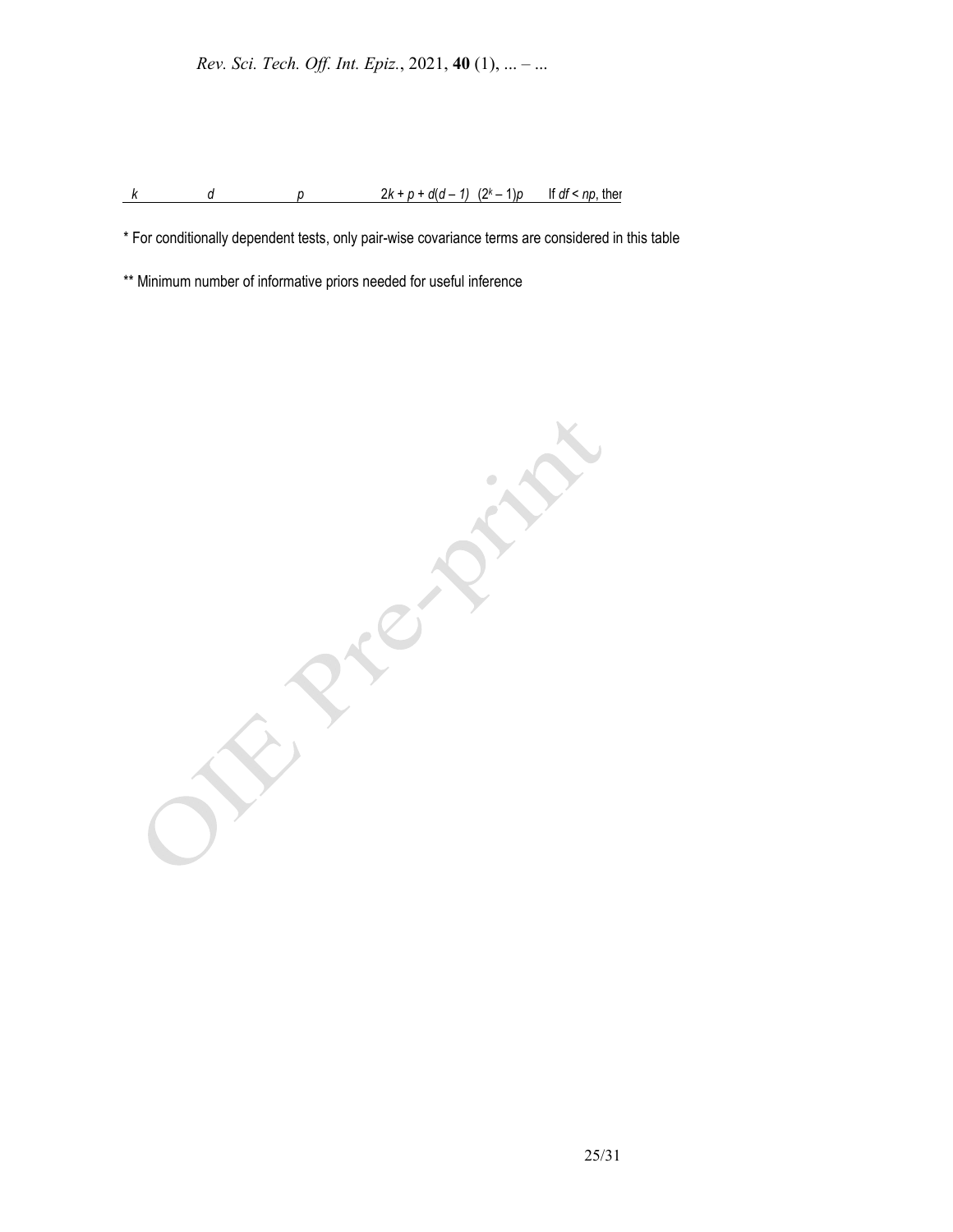| $k$ | $d$ | $p$ | $2k + p + d(d - 1)$ | $(2^k - 1)p$ | If $df < np$, ther |
|---|---|---|---|---|---|

* For conditionally dependent tests, only pair-wise covariance terms are considered in this table

** Minimum number of informative priors needed for useful inference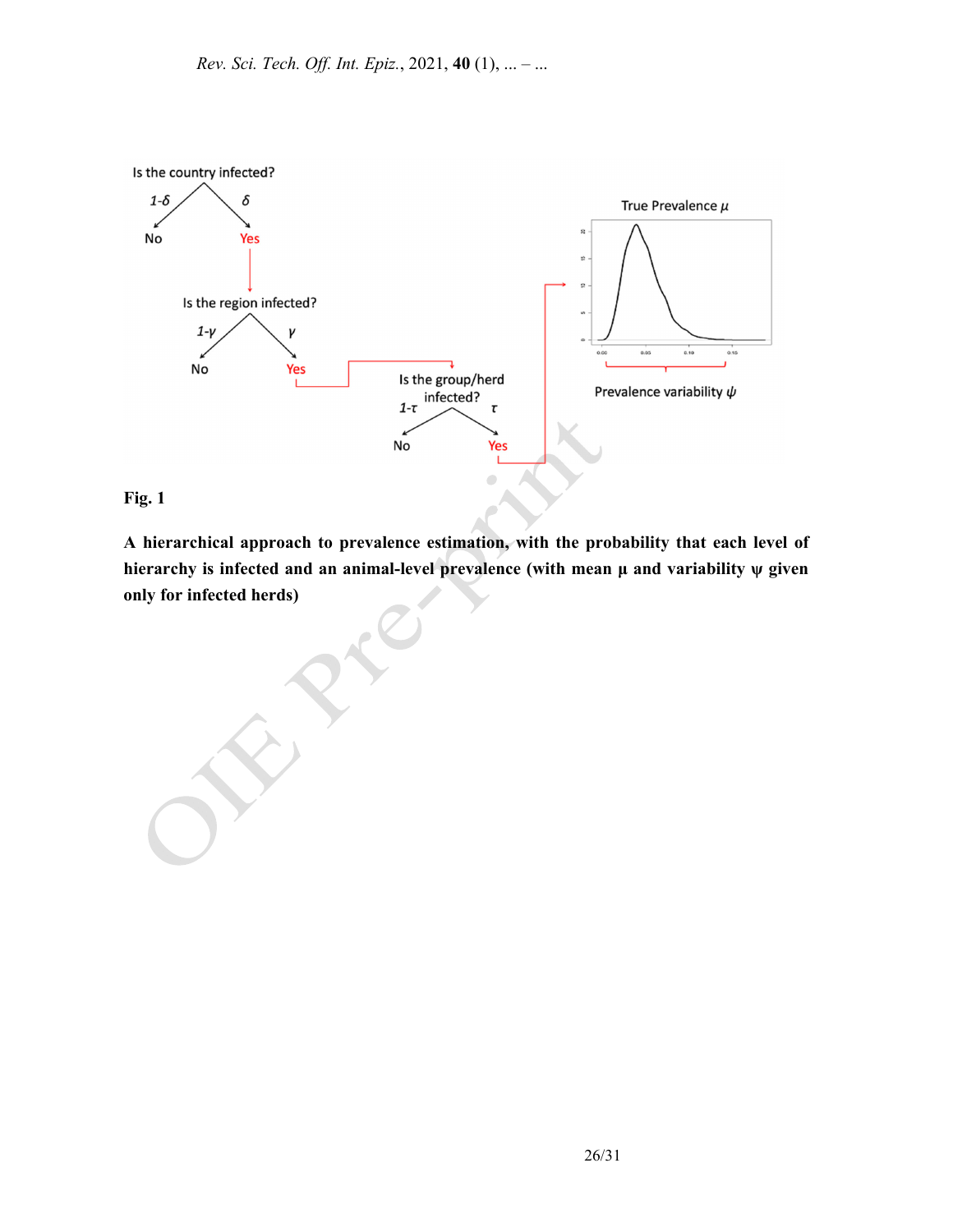**Fig. 1**

**A hierarchical approach to prevalence estimation, with the probability that each level of hierarchy is infected and an animal-level prevalence (with mean μ and variability ψ given only for infected herds)**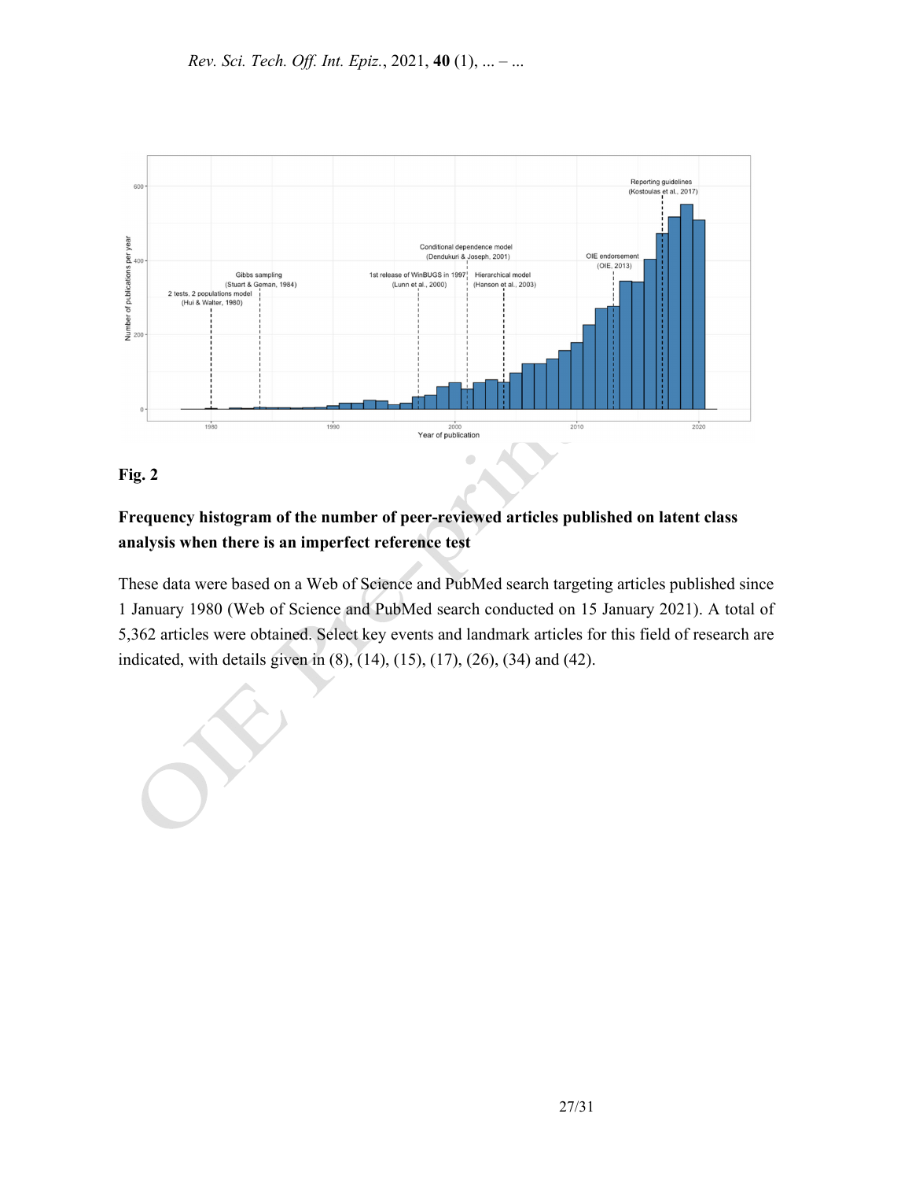**Fig. 2**

**Frequency histogram of the number of peer-reviewed articles published on latent class analysis when there is an imperfect reference test**

These data were based on a Web of Science and PubMed search targeting articles published since 1 January 1980 (Web of Science and PubMed search conducted on 15 January 2021). A total of 5,362 articles were obtained. Select key events and landmark articles for this field of research are indicated, with details given in (8), (14), (15), (17), (26), (34) and (42).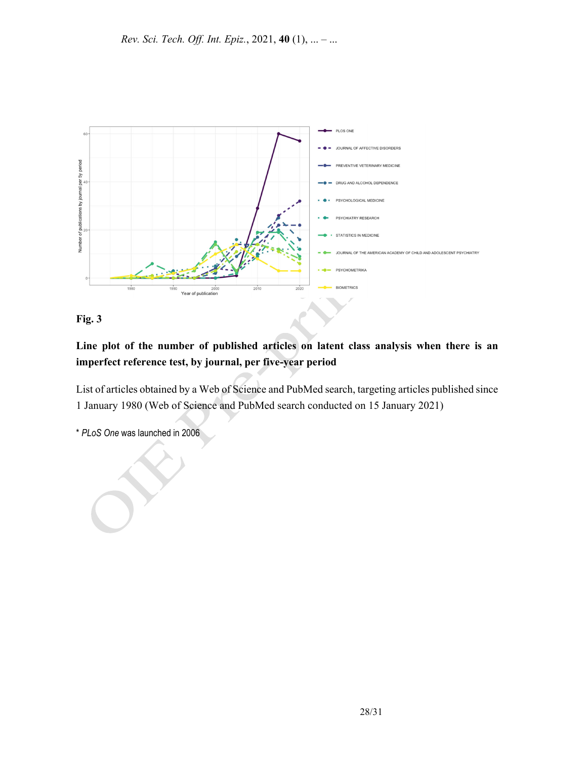**Fig. 3**

**Line plot of the number of published articles on latent class analysis when there is an imperfect reference test, by journal, per five-year period**

List of articles obtained by a Web of Science and PubMed search, targeting articles published since 1 January 1980 (Web of Science and PubMed search conducted on 15 January 2021)

\* *PLoS One* was launched in 2006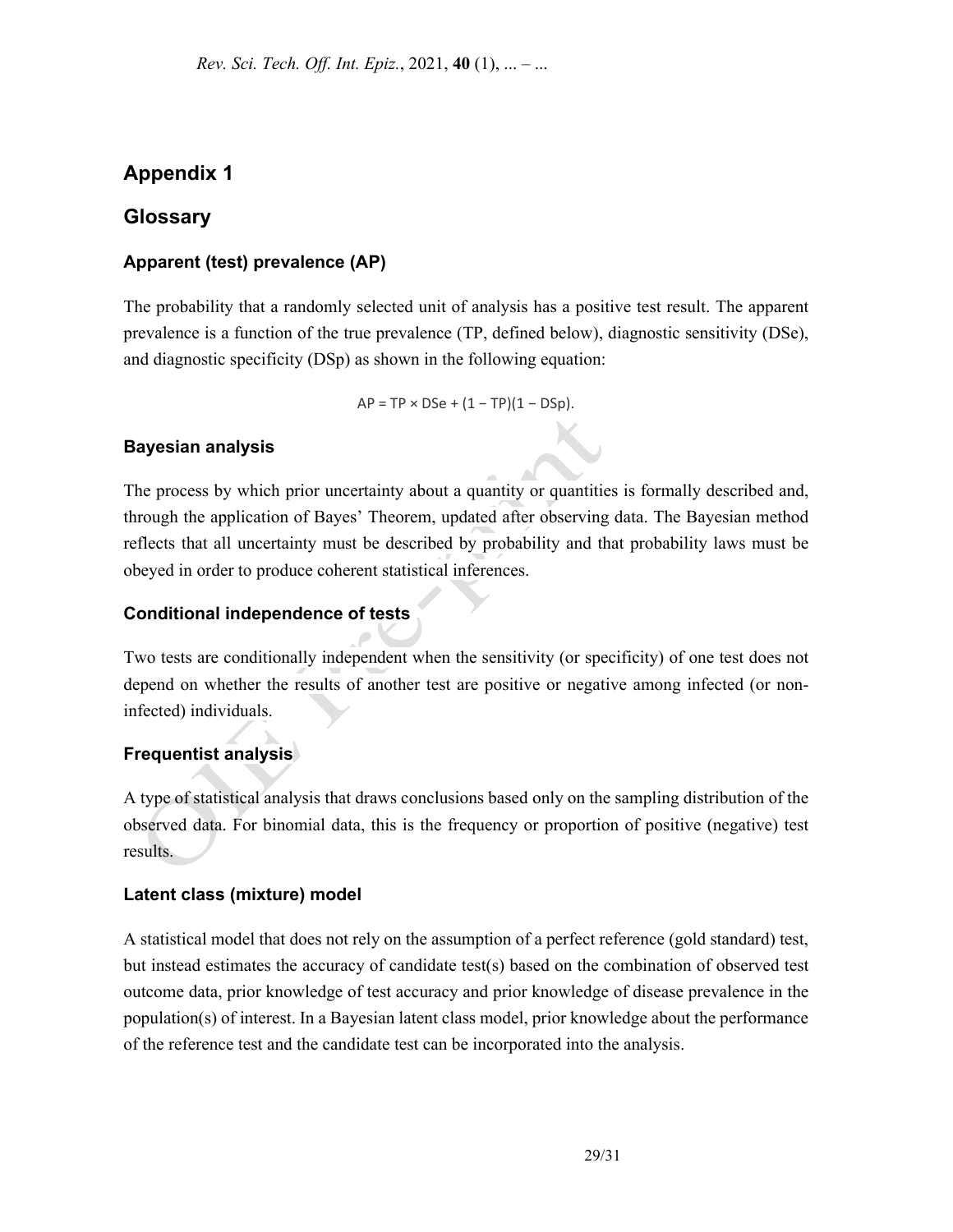# Appendix 1

## Glossary

### Apparent (test) prevalence (AP)

The probability that a randomly selected unit of analysis has a positive test result. The apparent prevalence is a function of the true prevalence (TP, defined below), diagnostic sensitivity (DSe), and diagnostic specificity (DSp) as shown in the following equation:

$$AP = TP \times DSe + (1 - TP)(1 - DSp).$$

### Bayesian analysis

The process by which prior uncertainty about a quantity or quantities is formally described and, through the application of Bayes' Theorem, updated after observing data. The Bayesian method reflects that all uncertainty must be described by probability and that probability laws must be obeyed in order to produce coherent statistical inferences.

### Conditional independence of tests

Two tests are conditionally independent when the sensitivity (or specificity) of one test does not depend on whether the results of another test are positive or negative among infected (or non-infected) individuals.

### Frequentist analysis

A type of statistical analysis that draws conclusions based only on the sampling distribution of the observed data. For binomial data, this is the frequency or proportion of positive (negative) test results.

### Latent class (mixture) model

A statistical model that does not rely on the assumption of a perfect reference (gold standard) test, but instead estimates the accuracy of candidate test(s) based on the combination of observed test outcome data, prior knowledge of test accuracy and prior knowledge of disease prevalence in the population(s) of interest. In a Bayesian latent class model, prior knowledge about the performance of the reference test and the candidate test can be incorporated into the analysis.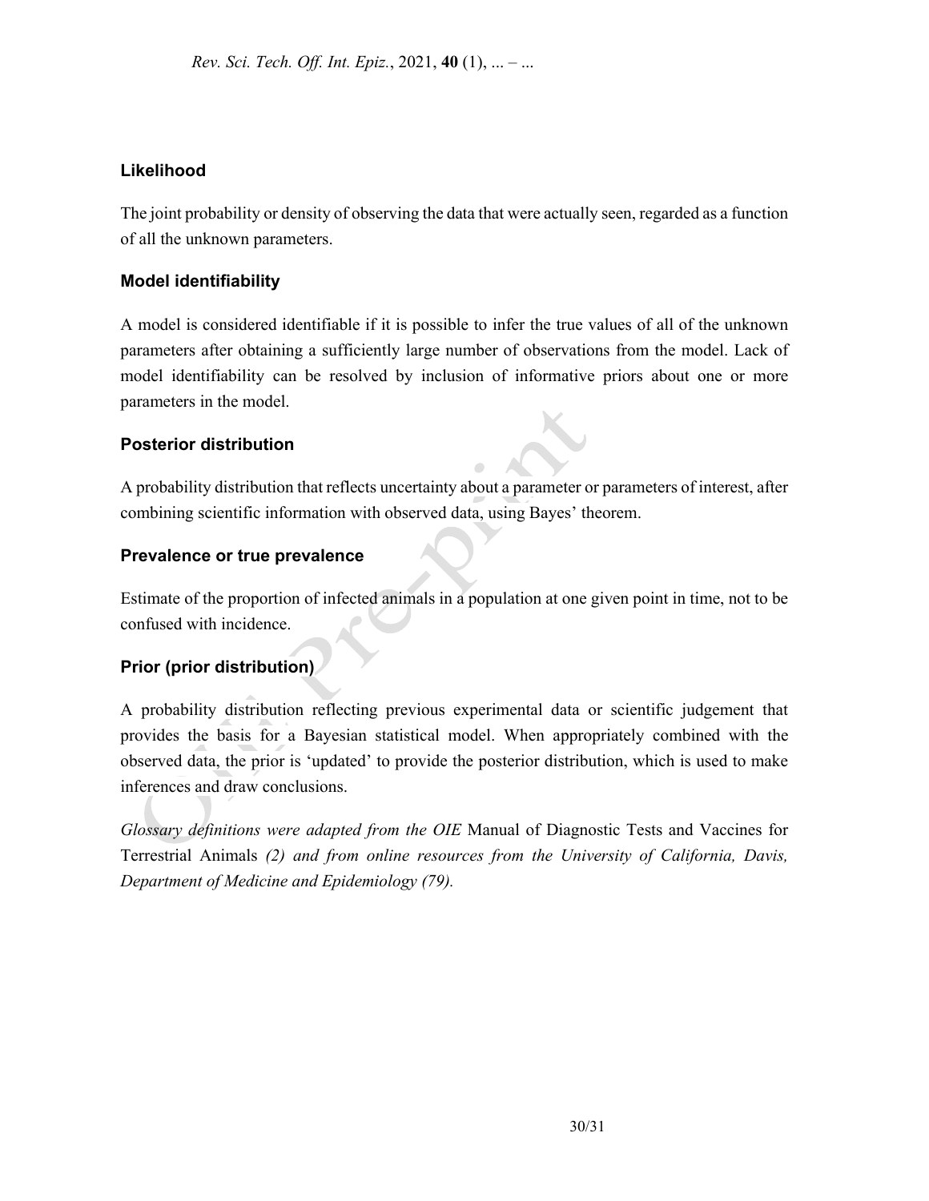### Likelihood

The joint probability or density of observing the data that were actually seen, regarded as a function of all the unknown parameters.

### Model identifiability

A model is considered identifiable if it is possible to infer the true values of all of the unknown parameters after obtaining a sufficiently large number of observations from the model. Lack of model identifiability can be resolved by inclusion of informative priors about one or more parameters in the model.

### Posterior distribution

A probability distribution that reflects uncertainty about a parameter or parameters of interest, after combining scientific information with observed data, using Bayes' theorem.

### Prevalence or true prevalence

Estimate of the proportion of infected animals in a population at one given point in time, not to be confused with incidence.

### Prior (prior distribution)

A probability distribution reflecting previous experimental data or scientific judgement that provides the basis for a Bayesian statistical model. When appropriately combined with the observed data, the prior is 'updated' to provide the posterior distribution, which is used to make inferences and draw conclusions.

*Glossary definitions were adapted from the OIE* Manual of Diagnostic Tests and Vaccines for Terrestrial Animals *(2) and from online resources from the University of California, Davis, Department of Medicine and Epidemiology (79).*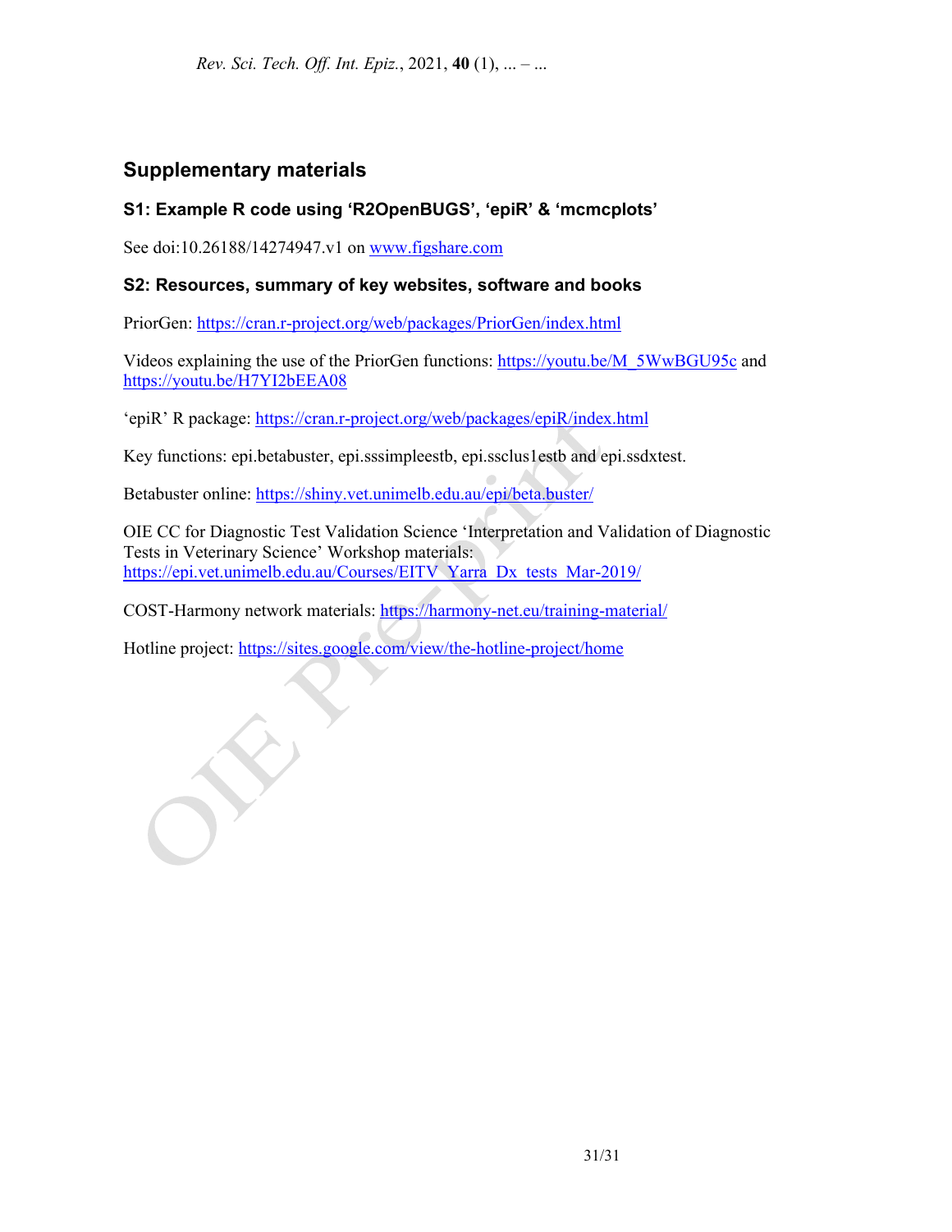## Supplementary materials

### S1: Example R code using 'R2OpenBUGS', 'epiR' & 'mcmcplots'

See doi:10.26188/14274947.v1 on www.figshare.com

### S2: Resources, summary of key websites, software and books

PriorGen: https://cran.r-project.org/web/packages/PriorGen/index.html

Videos explaining the use of the PriorGen functions: https://youtu.be/M_5WwBGU95c and https://youtu.be/H7YI2bEEA08

'epiR' R package: https://cran.r-project.org/web/packages/epiR/index.html

Key functions: epi.betabuster, epi.sssimpleestb, epi.ssclus1estb and epi.ssdxtest.

Betabuster online: https://shiny.vet.unimelb.edu.au/epi/beta.buster/

OIE CC for Diagnostic Test Validation Science 'Interpretation and Validation of Diagnostic Tests in Veterinary Science' Workshop materials: https://epi.vet.unimelb.edu.au/Courses/EITV_Yarra_Dx_tests_Mar-2019/

COST-Harmony network materials: https://harmony-net.eu/training-material/

Hotline project: https://sites.google.com/view/the-hotline-project/home